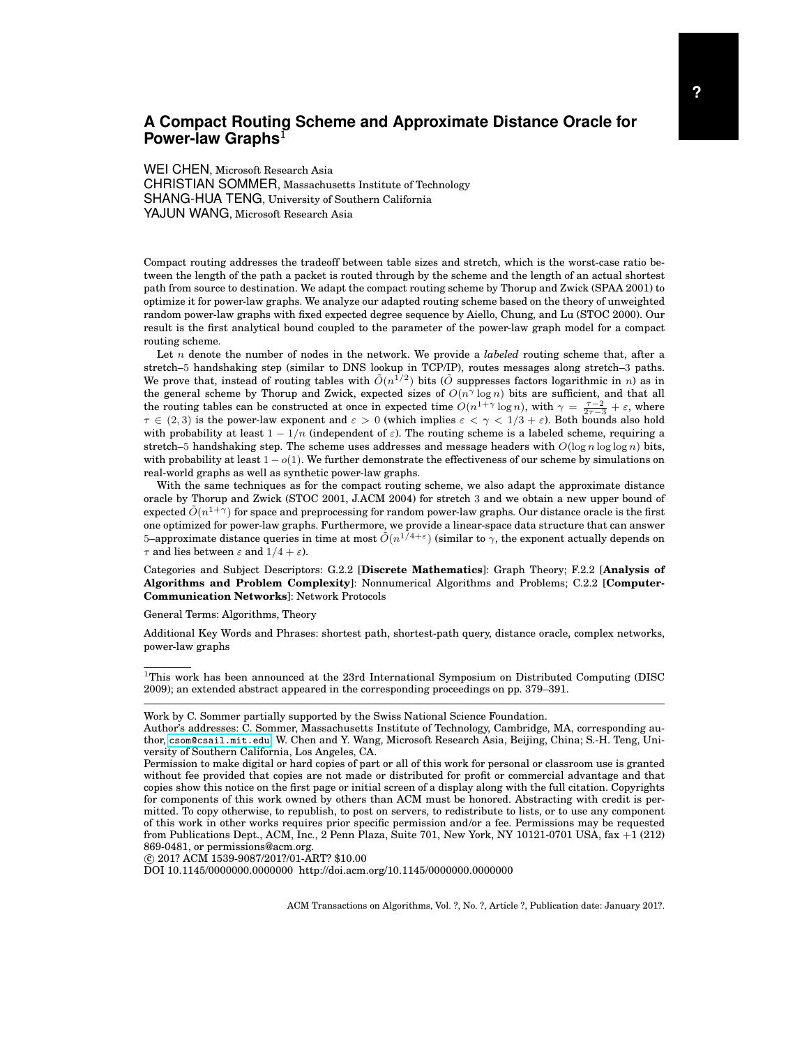# A Compact Routing Scheme and Approximate Distance Oracle for Power-law Graphs[1]

WEI CHEN, Microsoft Research Asia
CHRISTIAN SOMMER, Massachusetts Institute of Technology
SHANG-HUA TENG, University of Southern California
YAJUN WANG, Microsoft Research Asia

Compact routing addresses the tradeoff between table sizes and stretch, which is the worst-case ratio between the length of the path a packet is routed through by the scheme and the length of an actual shortest path from source to destination. We adapt the compact routing scheme by Thorup and Zwick (SPAA 2001) to optimize it for power-law graphs. We analyze our adapted routing scheme based on the theory of unweighted random power-law graphs with fixed expected degree sequence by Aiello, Chung, and Lu (STOC 2000). Our result is the first analytical bound coupled to the parameter of the power-law graph model for a compact routing scheme.

Let $n$ denote the number of nodes in the network. We provide a *labeled* routing scheme that, after a stretch–5 handshaking step (similar to DNS lookup in TCP/IP), routes messages along stretch–3 paths. We prove that, instead of routing tables with $\tilde{O}(n^{1/2})$ bits ($\tilde{O}$ suppresses factors logarithmic in $n$) as in the general scheme by Thorup and Zwick, expected sizes of $O(n^{\gamma} \log n)$ bits are sufficient, and that all the routing tables can be constructed at once in expected time $O(n^{1+\gamma} \log n)$, with $\gamma = \frac{\tau-2}{2\tau-3} + \varepsilon$, where $\tau \in (2, 3)$ is the power-law exponent and $\varepsilon > 0$ (which implies $\varepsilon < \gamma < 1/3 + \varepsilon$). Both bounds also hold with probability at least $1 - 1/n$ (independent of $\varepsilon$). The routing scheme is a labeled scheme, requiring a stretch–5 handshaking step. The scheme uses addresses and message headers with $O(\log n \log \log n)$ bits, with probability at least $1 - o(1)$. We further demonstrate the effectiveness of our scheme by simulations on real-world graphs as well as synthetic power-law graphs.

With the same techniques as for the compact routing scheme, we also adapt the approximate distance oracle by Thorup and Zwick (STOC 2001, J.ACM 2004) for stretch 3 and we obtain a new upper bound of expected $\tilde{O}(n^{1+\gamma})$ for space and preprocessing for random power-law graphs. Our distance oracle is the first one optimized for power-law graphs. Furthermore, we provide a linear-space data structure that can answer 5–approximate distance queries in time at most $\tilde{O}(n^{1/4+\varepsilon})$ (similar to $\gamma$, the exponent actually depends on $\tau$ and lies between $\varepsilon$ and $1/4 + \varepsilon$).

Categories and Subject Descriptors: G.2.2 [**Discrete Mathematics**]: Graph Theory; F.2.2 [**Analysis of Algorithms and Problem Complexity**]: Nonnumerical Algorithms and Problems; C.2.2 [**Computer-Communication Networks**]: Network Protocols

General Terms: Algorithms, Theory

Additional Key Words and Phrases: shortest path, shortest-path query, distance oracle, complex networks, power-law graphs

---

[1]This work has been announced at the 23rd International Symposium on Distributed Computing (DISC 2009); an extended abstract appeared in the corresponding proceedings on pp. 379–391.

---

Work by C. Sommer partially supported by the Swiss National Science Foundation.
Author's addresses: C. Sommer, Massachusetts Institute of Technology, Cambridge, MA, corresponding author, csom@csail.mit.edu. W. Chen and Y. Wang, Microsoft Research Asia, Beijing, China; S.-H. Teng, University of Southern California, Los Angeles, CA.
Permission to make digital or hard copies of part or all of this work for personal or classroom use is granted without fee provided that copies are not made or distributed for profit or commercial advantage and that copies show this notice on the first page or initial screen of a display along with the full citation. Copyrights for components of this work owned by others than ACM must be honored. Abstracting with credit is permitted. To copy otherwise, to republish, to post on servers, to redistribute to lists, or to use any component of this work in other works requires prior specific permission and/or a fee. Permissions may be requested from Publications Dept., ACM, Inc., 2 Penn Plaza, Suite 701, New York, NY 10121-0701 USA, fax +1 (212) 869-0481, or permissions@acm.org.
© 201? ACM 1539-9087/201?/01-ART? $10.00
DOI 10.1145/0000000.0000000 http://doi.acm.org/10.1145/0000000.0000000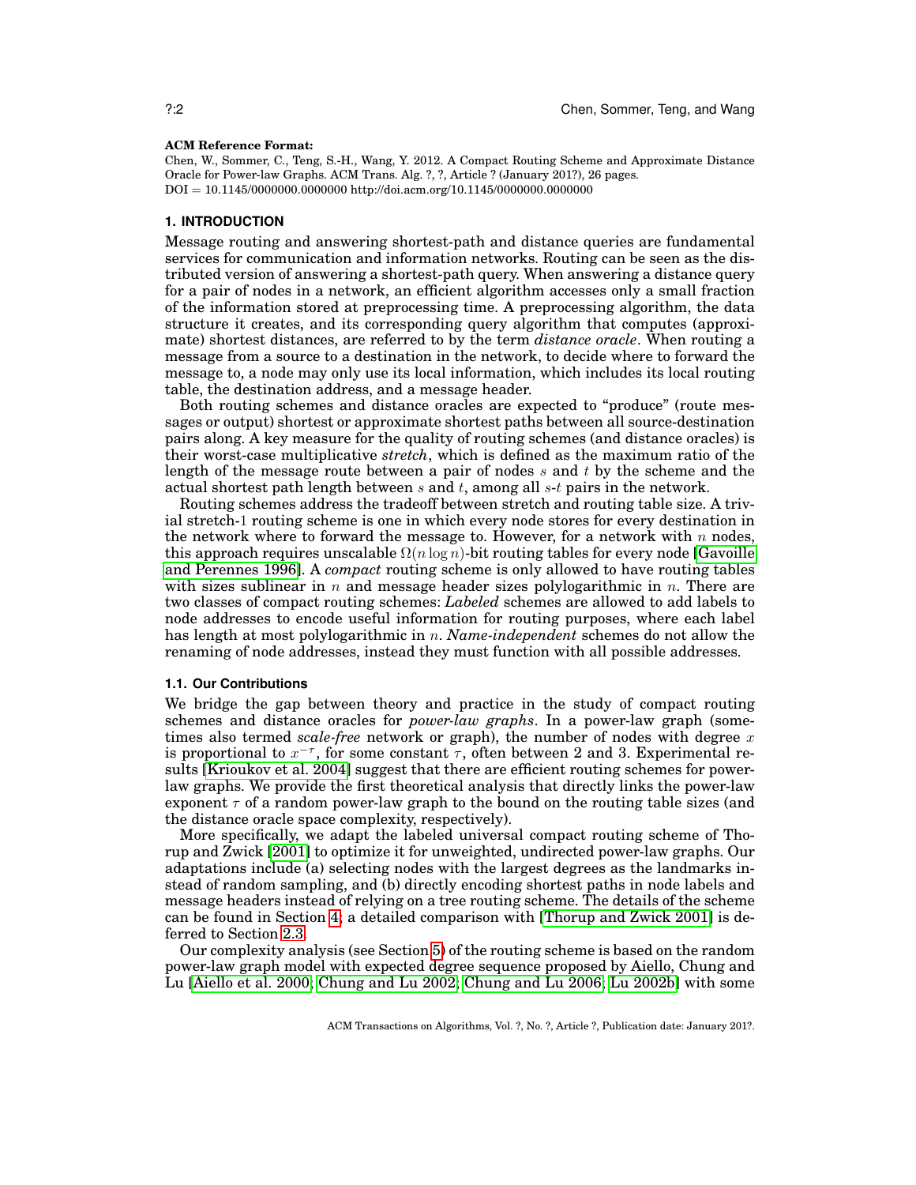**ACM Reference Format:**

Chen, W., Sommer, C., Teng, S.-H., Wang, Y. 2012. A Compact Routing Scheme and Approximate Distance Oracle for Power-law Graphs. ACM Trans. Alg. ?, ?, Article ? (January 201?), 26 pages.
DOI = 10.1145/0000000.0000000 http://doi.acm.org/10.1145/0000000.0000000

## 1. INTRODUCTION

Message routing and answering shortest-path and distance queries are fundamental services for communication and information networks. Routing can be seen as the distributed version of answering a shortest-path query. When answering a distance query for a pair of nodes in a network, an efficient algorithm accesses only a small fraction of the information stored at preprocessing time. A preprocessing algorithm, the data structure it creates, and its corresponding query algorithm that computes (approximate) shortest distances, are referred to by the term *distance oracle*. When routing a message from a source to a destination in the network, to decide where to forward the message to, a node may only use its local information, which includes its local routing table, the destination address, and a message header.

Both routing schemes and distance oracles are expected to "produce" (route messages or output) shortest or approximate shortest paths between all source-destination pairs along. A key measure for the quality of routing schemes (and distance oracles) is their worst-case multiplicative *stretch*, which is defined as the maximum ratio of the length of the message route between a pair of nodes $s$ and $t$ by the scheme and the actual shortest path length between $s$ and $t$, among all $s$-$t$ pairs in the network.

Routing schemes address the tradeoff between stretch and routing table size. A trivial stretch-1 routing scheme is one in which every node stores for every destination in the network where to forward the message to. However, for a network with $n$ nodes, this approach requires unscalable $\Omega(n \log n)$-bit routing tables for every node [Gavoille and Perennes 1996]. A *compact* routing scheme is only allowed to have routing tables with sizes sublinear in $n$ and message header sizes polylogarithmic in $n$. There are two classes of compact routing schemes: *Labeled* schemes are allowed to add labels to node addresses to encode useful information for routing purposes, where each label has length at most polylogarithmic in $n$. *Name-independent* schemes do not allow the renaming of node addresses, instead they must function with all possible addresses.

### 1.1. Our Contributions

We bridge the gap between theory and practice in the study of compact routing schemes and distance oracles for *power-law graphs*. In a power-law graph (sometimes also termed *scale-free* network or graph), the number of nodes with degree $x$ is proportional to $x^{-\tau}$, for some constant $\tau$, often between 2 and 3. Experimental results [Krioukov et al. 2004] suggest that there are efficient routing schemes for power-law graphs. We provide the first theoretical analysis that directly links the power-law exponent $\tau$ of a random power-law graph to the bound on the routing table sizes (and the distance oracle space complexity, respectively).

More specifically, we adapt the labeled universal compact routing scheme of Thorup and Zwick [2001] to optimize it for unweighted, undirected power-law graphs. Our adaptations include (a) selecting nodes with the largest degrees as the landmarks instead of random sampling, and (b) directly encoding shortest paths in node labels and message headers instead of relying on a tree routing scheme. The details of the scheme can be found in Section 4; a detailed comparison with [Thorup and Zwick 2001] is deferred to Section 2.3.

Our complexity analysis (see Section 5) of the routing scheme is based on the random power-law graph model with expected degree sequence proposed by Aiello, Chung and Lu [Aiello et al. 2000; Chung and Lu 2002; Chung and Lu 2006; Lu 2002b] with some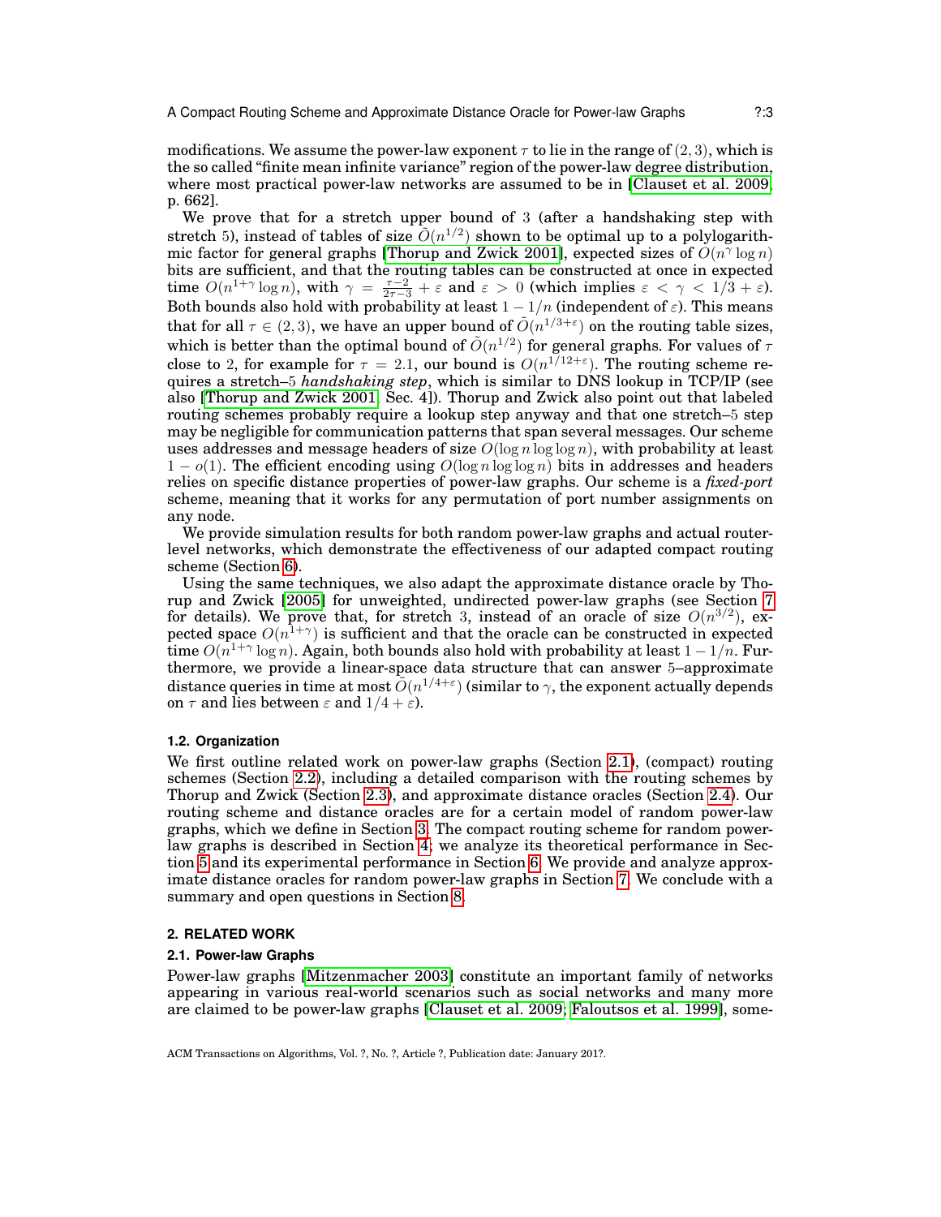modifications. We assume the power-law exponent $\tau$ to lie in the range of $(2, 3)$, which is the so called "finite mean infinite variance" region of the power-law degree distribution, where most practical power-law networks are assumed to be in [Clauset et al. 2009, p. 662].

We prove that for a stretch upper bound of 3 (after a handshaking step with stretch 5), instead of tables of size $\tilde{O}(n^{1/2})$ shown to be optimal up to a polylogarithmic factor for general graphs [Thorup and Zwick 2001], expected sizes of $O(n^{\gamma} \log n)$ bits are sufficient, and that the routing tables can be constructed at once in expected time $O(n^{1+\gamma} \log n)$, with $\gamma = \frac{\tau-2}{2\tau-3} + \varepsilon$ and $\varepsilon > 0$ (which implies $\varepsilon < \gamma < 1/3 + \varepsilon$). Both bounds also hold with probability at least $1 - 1/n$ (independent of $\varepsilon$). This means that for all $\tau \in (2, 3)$, we have an upper bound of $\tilde{O}(n^{1/3+\varepsilon})$ on the routing table sizes, which is better than the optimal bound of $\tilde{O}(n^{1/2})$ for general graphs. For values of $\tau$ close to 2, for example for $\tau = 2.1$, our bound is $O(n^{1/12+\varepsilon})$. The routing scheme requires a stretch–5 *handshaking step*, which is similar to DNS lookup in TCP/IP (see also [Thorup and Zwick 2001, Sec. 4]). Thorup and Zwick also point out that labeled routing schemes probably require a lookup step anyway and that one stretch–5 step may be negligible for communication patterns that span several messages. Our scheme uses addresses and message headers of size $O(\log n \log \log n)$, with probability at least $1 - o(1)$. The efficient encoding using $O(\log n \log \log n)$ bits in addresses and headers relies on specific distance properties of power-law graphs. Our scheme is a *fixed-port* scheme, meaning that it works for any permutation of port number assignments on any node.

We provide simulation results for both random power-law graphs and actual router-level networks, which demonstrate the effectiveness of our adapted compact routing scheme (Section 6).

Using the same techniques, we also adapt the approximate distance oracle by Thorup and Zwick [2005] for unweighted, undirected power-law graphs (see Section 7 for details). We prove that, for stretch 3, instead of an oracle of size $O(n^{3/2})$, expected space $O(n^{1+\gamma})$ is sufficient and that the oracle can be constructed in expected time $O(n^{1+\gamma} \log n)$. Again, both bounds also hold with probability at least $1 - 1/n$. Furthermore, we provide a linear-space data structure that can answer 5–approximate distance queries in time at most $\tilde{O}(n^{1/4+\varepsilon})$ (similar to $\gamma$, the exponent actually depends on $\tau$ and lies between $\varepsilon$ and $1/4 + \varepsilon$).

### 1.2. Organization

We first outline related work on power-law graphs (Section 2.1), (compact) routing schemes (Section 2.2), including a detailed comparison with the routing schemes by Thorup and Zwick (Section 2.3), and approximate distance oracles (Section 2.4). Our routing scheme and distance oracles are for a certain model of random power-law graphs, which we define in Section 3. The compact routing scheme for random power-law graphs is described in Section 4; we analyze its theoretical performance in Section 5 and its experimental performance in Section 6. We provide and analyze approximate distance oracles for random power-law graphs in Section 7. We conclude with a summary and open questions in Section 8.

## 2. RELATED WORK

### 2.1. Power-law Graphs

Power-law graphs [Mitzenmacher 2003] constitute an important family of networks appearing in various real-world scenarios such as social networks and many more are claimed to be power-law graphs [Clauset et al. 2009; Faloutsos et al. 1999], some-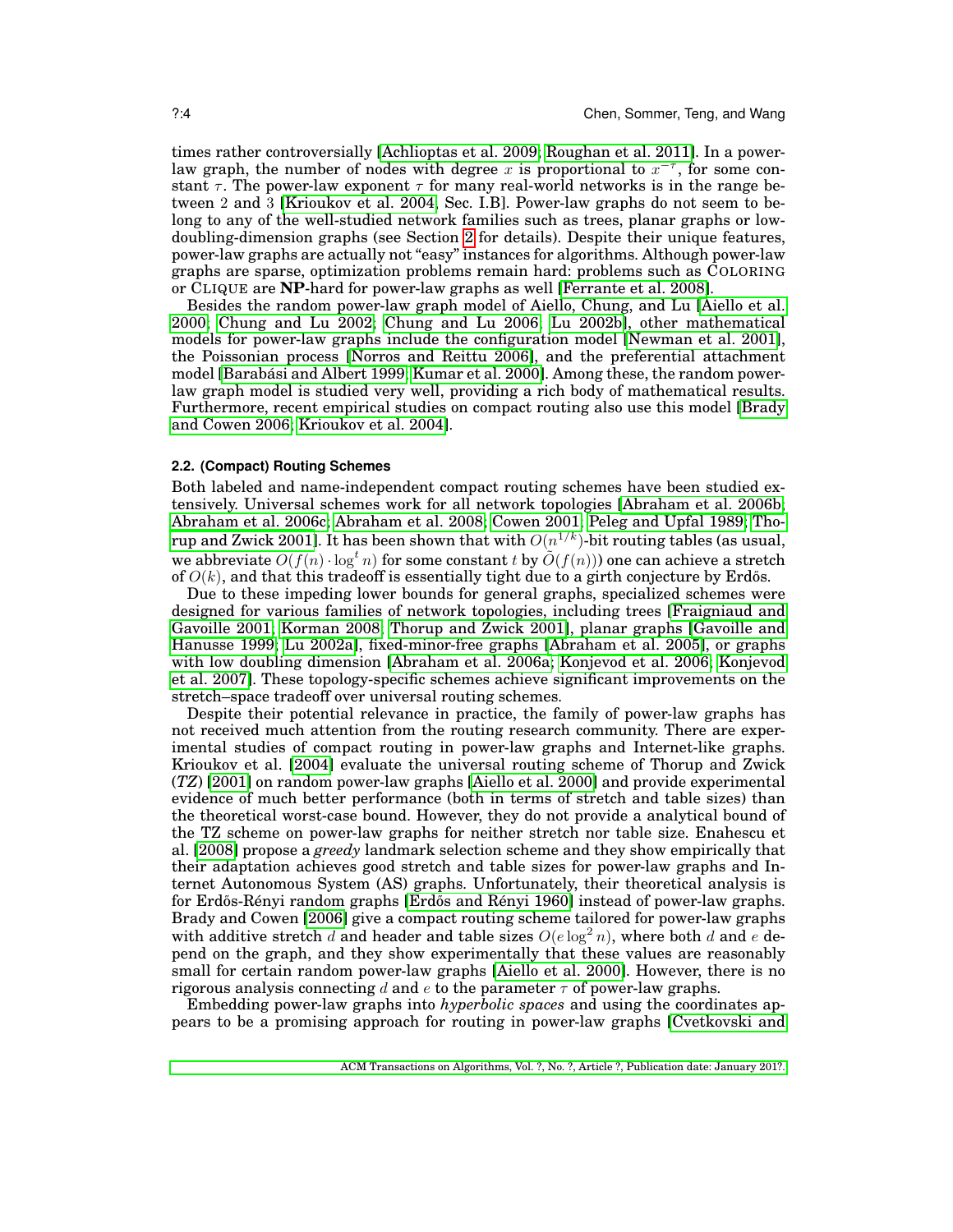times rather controversially [Achlioptas et al. 2009; Roughan et al. 2011]. In a power-law graph, the number of nodes with degree $x$ is proportional to $x^{-\tau}$, for some constant $\tau$. The power-law exponent $\tau$ for many real-world networks is in the range between 2 and 3 [Krioukov et al. 2004, Sec. I.B]. Power-law graphs do not seem to belong to any of the well-studied network families such as trees, planar graphs or low-doubling-dimension graphs (see Section 2 for details). Despite their unique features, power-law graphs are actually not "easy" instances for algorithms. Although power-law graphs are sparse, optimization problems remain hard: problems such as COLORING or CLIQUE are **NP**-hard for power-law graphs as well [Ferrante et al. 2008].

Besides the random power-law graph model of Aiello, Chung, and Lu [Aiello et al. 2000; Chung and Lu 2002; Chung and Lu 2006; Lu 2002b], other mathematical models for power-law graphs include the configuration model [Newman et al. 2001], the Poissonian process [Norros and Reittu 2006], and the preferential attachment model [Barabási and Albert 1999; Kumar et al. 2000]. Among these, the random power-law graph model is studied very well, providing a rich body of mathematical results. Furthermore, recent empirical studies on compact routing also use this model [Brady and Cowen 2006; Krioukov et al. 2004].

### 2.2. (Compact) Routing Schemes

Both labeled and name-independent compact routing schemes have been studied extensively. Universal schemes work for all network topologies [Abraham et al. 2006b; Abraham et al. 2006c; Abraham et al. 2008; Cowen 2001; Peleg and Upfal 1989; Thorup and Zwick 2001]. It has been shown that with $O(n^{1/k})$-bit routing tables (as usual, we abbreviate $O(f(n) \cdot \log^t n)$ for some constant $t$ by $\tilde{O}(f(n))$) one can achieve a stretch of $O(k)$, and that this tradeoff is essentially tight due to a girth conjecture by Erdős.

Due to these impeding lower bounds for general graphs, specialized schemes were designed for various families of network topologies, including trees [Fraigniaud and Gavoille 2001; Korman 2008; Thorup and Zwick 2001], planar graphs [Gavoille and Hanusse 1999; Lu 2002a], fixed-minor-free graphs [Abraham et al. 2005], or graphs with low doubling dimension [Abraham et al. 2006a; Konjevod et al. 2006; Konjevod et al. 2007]. These topology-specific schemes achieve significant improvements on the stretch–space tradeoff over universal routing schemes.

Despite their potential relevance in practice, the family of power-law graphs has not received much attention from the routing research community. There are experimental studies of compact routing in power-law graphs and Internet-like graphs. Krioukov et al. [2004] evaluate the universal routing scheme of Thorup and Zwick (*TZ*) [2001] on random power-law graphs [Aiello et al. 2000] and provide experimental evidence of much better performance (both in terms of stretch and table sizes) than the theoretical worst-case bound. However, they do not provide a analytical bound of the TZ scheme on power-law graphs for neither stretch nor table size. Enahescu et al. [2008] propose a *greedy* landmark selection scheme and they show empirically that their adaptation achieves good stretch and table sizes for power-law graphs and Internet Autonomous System (AS) graphs. Unfortunately, their theoretical analysis is for Erdős-Rényi random graphs [Erdős and Rényi 1960] instead of power-law graphs. Brady and Cowen [2006] give a compact routing scheme tailored for power-law graphs with additive stretch $d$ and header and table sizes $O(e \log^2 n)$, where both $d$ and $e$ depend on the graph, and they show experimentally that these values are reasonably small for certain random power-law graphs [Aiello et al. 2000]. However, there is no rigorous analysis connecting $d$ and $e$ to the parameter $\tau$ of power-law graphs.

Embedding power-law graphs into *hyperbolic spaces* and using the coordinates appears to be a promising approach for routing in power-law graphs [Cvetkovski and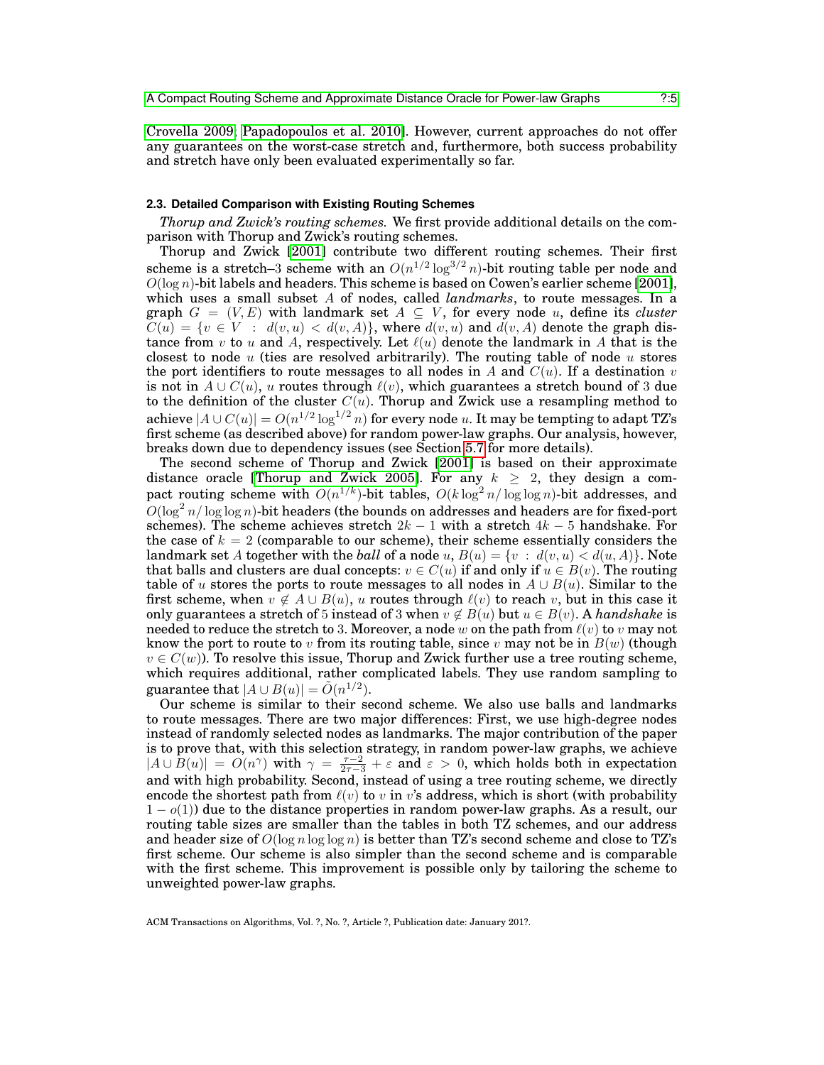Crovella 2009; Papadopoulos et al. 2010]. However, current approaches do not offer any guarantees on the worst-case stretch and, furthermore, both success probability and stretch have only been evaluated experimentally so far.

### 2.3. Detailed Comparison with Existing Routing Schemes

*Thorup and Zwick's routing schemes.* We first provide additional details on the comparison with Thorup and Zwick's routing schemes.

Thorup and Zwick [2001] contribute two different routing schemes. Their first scheme is a stretch–3 scheme with an $O(n^{1/2}\log^{3/2} n)$-bit routing table per node and $O(\log n)$-bit labels and headers. This scheme is based on Cowen's earlier scheme [2001], which uses a small subset $A$ of nodes, called *landmarks*, to route messages. In a graph $G = (V, E)$ with landmark set $A \subseteq V$, for every node $u$, define its *cluster* $C(u) = \{v \in V \ : \ d(v, u) < d(v, A)\}$, where $d(v, u)$ and $d(v, A)$ denote the graph distance from $v$ to $u$ and $A$, respectively. Let $\ell(u)$ denote the landmark in $A$ that is the closest to node $u$ (ties are resolved arbitrarily). The routing table of node $u$ stores the port identifiers to route messages to all nodes in $A$ and $C(u)$. If a destination $v$ is not in $A \cup C(u)$, $u$ routes through $\ell(v)$, which guarantees a stretch bound of 3 due to the definition of the cluster $C(u)$. Thorup and Zwick use a resampling method to achieve $|A \cup C(u)| = O(n^{1/2}\log^{1/2} n)$ for every node $u$. It may be tempting to adapt TZ's first scheme (as described above) for random power-law graphs. Our analysis, however, breaks down due to dependency issues (see Section 5.7 for more details).

The second scheme of Thorup and Zwick [2001] is based on their approximate distance oracle [Thorup and Zwick 2005]. For any $k \geq 2$, they design a compact routing scheme with $O(n^{1/k})$-bit tables, $O(k\log^2 n/\log\log n)$-bit addresses, and $O(\log^2 n/\log\log n)$-bit headers (the bounds on addresses and headers are for fixed-port schemes). The scheme achieves stretch $2k-1$ with a stretch $4k-5$ handshake. For the case of $k = 2$ (comparable to our scheme), their scheme essentially considers the landmark set $A$ together with the *ball* of a node $u$, $B(u) = \{v \ : \ d(v, u) < d(u, A)\}$. Note that balls and clusters are dual concepts: $v \in C(u)$ if and only if $u \in B(v)$. The routing table of $u$ stores the ports to route messages to all nodes in $A \cup B(u)$. Similar to the first scheme, when $v \notin A \cup B(u)$, $u$ routes through $\ell(v)$ to reach $v$, but in this case it only guarantees a stretch of 5 instead of 3 when $v \notin B(u)$ but $u \in B(v)$. A *handshake* is needed to reduce the stretch to 3. Moreover, a node $w$ on the path from $\ell(v)$ to $v$ may not know the port to route to $v$ from its routing table, since $v$ may not be in $B(w)$ (though $v \in C(w)$). To resolve this issue, Thorup and Zwick further use a tree routing scheme, which requires additional, rather complicated labels. They use random sampling to guarantee that $|A \cup B(u)| = \tilde{O}(n^{1/2})$.

Our scheme is similar to their second scheme. We also use balls and landmarks to route messages. There are two major differences: First, we use high-degree nodes instead of randomly selected nodes as landmarks. The major contribution of the paper is to prove that, with this selection strategy, in random power-law graphs, we achieve $|A \cup B(u)| = O(n^{\gamma})$ with $\gamma = \frac{\tau-2}{2\tau-3} + \varepsilon$ and $\varepsilon > 0$, which holds both in expectation and with high probability. Second, instead of using a tree routing scheme, we directly encode the shortest path from $\ell(v)$ to $v$ in $v$'s address, which is short (with probability $1 - o(1)$) due to the distance properties in random power-law graphs. As a result, our routing table sizes are smaller than the tables in both TZ schemes, and our address and header size of $O(\log n \log\log n)$ is better than TZ's second scheme and close to TZ's first scheme. Our scheme is also simpler than the second scheme and is comparable with the first scheme. This improvement is possible only by tailoring the scheme to unweighted power-law graphs.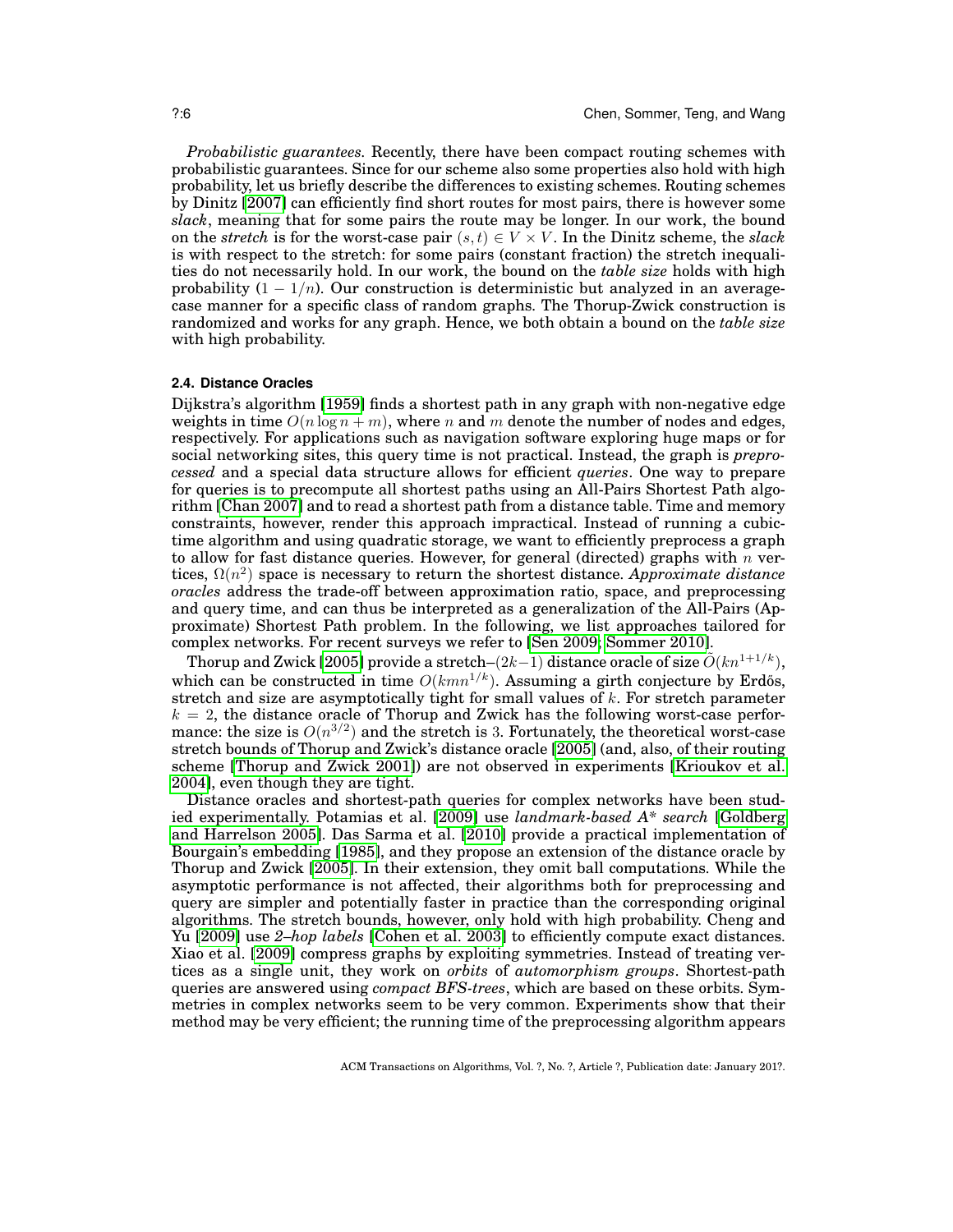*Probabilistic guarantees.* Recently, there have been compact routing schemes with probabilistic guarantees. Since for our scheme also some properties also hold with high probability, let us briefly describe the differences to existing schemes. Routing schemes by Dinitz [2007] can efficiently find short routes for most pairs, there is however some *slack*, meaning that for some pairs the route may be longer. In our work, the bound on the *stretch* is for the worst-case pair $(s,t) \in V \times V$. In the Dinitz scheme, the *slack* is with respect to the stretch: for some pairs (constant fraction) the stretch inequalities do not necessarily hold. In our work, the bound on the *table size* holds with high probability $(1 - 1/n)$. Our construction is deterministic but analyzed in an average-case manner for a specific class of random graphs. The Thorup-Zwick construction is randomized and works for any graph. Hence, we both obtain a bound on the *table size* with high probability.

### 2.4. Distance Oracles

Dijkstra's algorithm [1959] finds a shortest path in any graph with non-negative edge weights in time $O(n \log n + m)$, where $n$ and $m$ denote the number of nodes and edges, respectively. For applications such as navigation software exploring huge maps or for social networking sites, this query time is not practical. Instead, the graph is *preprocessed* and a special data structure allows for efficient *queries*. One way to prepare for queries is to precompute all shortest paths using an All-Pairs Shortest Path algorithm [Chan 2007] and to read a shortest path from a distance table. Time and memory constraints, however, render this approach impractical. Instead of running a cubic-time algorithm and using quadratic storage, we want to efficiently preprocess a graph to allow for fast distance queries. However, for general (directed) graphs with $n$ vertices, $\Omega(n^2)$ space is necessary to return the shortest distance. *Approximate distance oracles* address the trade-off between approximation ratio, space, and preprocessing and query time, and can thus be interpreted as a generalization of the All-Pairs (Approximate) Shortest Path problem. In the following, we list approaches tailored for complex networks. For recent surveys we refer to [Sen 2009; Sommer 2010].

Thorup and Zwick [2005] provide a stretch–$(2k-1)$ distance oracle of size $\tilde{O}(kn^{1+1/k})$, which can be constructed in time $O(kmn^{1/k})$. Assuming a girth conjecture by Erdős, stretch and size are asymptotically tight for small values of $k$. For stretch parameter $k = 2$, the distance oracle of Thorup and Zwick has the following worst-case performance: the size is $O(n^{3/2})$ and the stretch is 3. Fortunately, the theoretical worst-case stretch bounds of Thorup and Zwick's distance oracle [2005] (and, also, of their routing scheme [Thorup and Zwick 2001]) are not observed in experiments [Krioukov et al. 2004], even though they are tight.

Distance oracles and shortest-path queries for complex networks have been studied experimentally. Potamias et al. [2009] use *landmark-based A\* search* [Goldberg and Harrelson 2005]. Das Sarma et al. [2010] provide a practical implementation of Bourgain's embedding [1985], and they propose an extension of the distance oracle by Thorup and Zwick [2005]. In their extension, they omit ball computations. While the asymptotic performance is not affected, their algorithms both for preprocessing and query are simpler and potentially faster in practice than the corresponding original algorithms. The stretch bounds, however, only hold with high probability. Cheng and Yu [2009] use *2–hop labels* [Cohen et al. 2003] to efficiently compute exact distances. Xiao et al. [2009] compress graphs by exploiting symmetries. Instead of treating vertices as a single unit, they work on *orbits* of *automorphism groups*. Shortest-path queries are answered using *compact BFS-trees*, which are based on these orbits. Symmetries in complex networks seem to be very common. Experiments show that their method may be very efficient; the running time of the preprocessing algorithm appears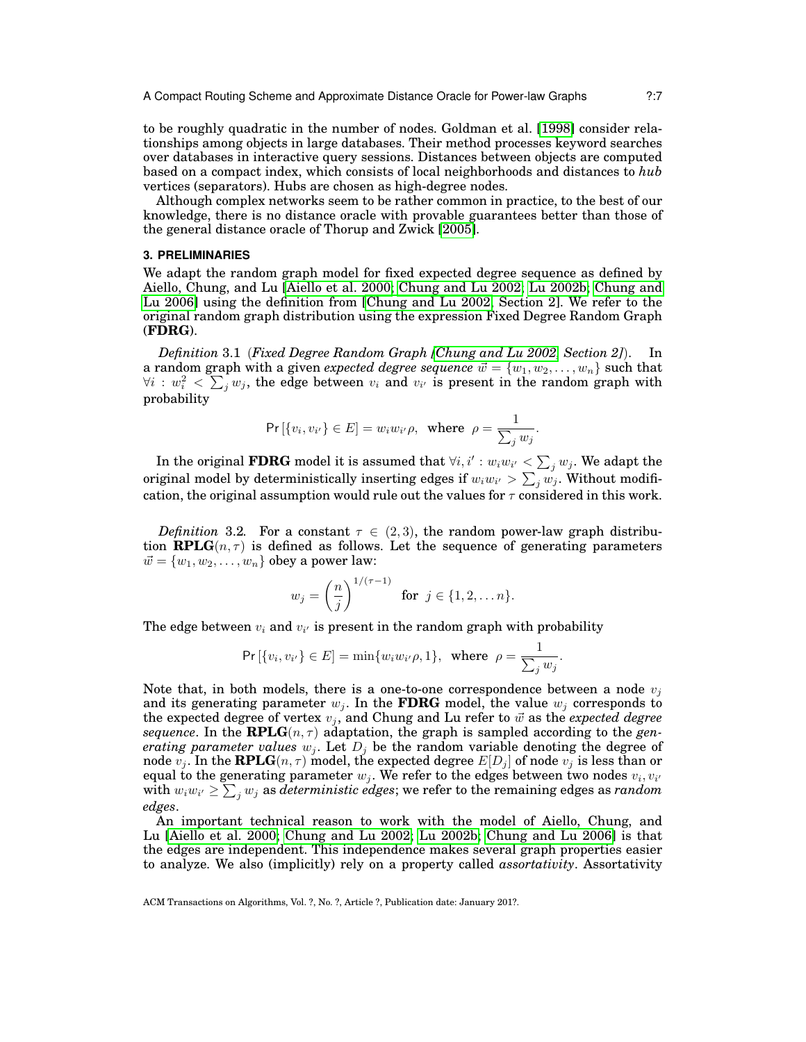to be roughly quadratic in the number of nodes. Goldman et al. [1998] consider relationships among objects in large databases. Their method processes keyword searches over databases in interactive query sessions. Distances between objects are computed based on a compact index, which consists of local neighborhoods and distances to *hub* vertices (separators). Hubs are chosen as high-degree nodes.

Although complex networks seem to be rather common in practice, to the best of our knowledge, there is no distance oracle with provable guarantees better than those of the general distance oracle of Thorup and Zwick [2005].

## 3. PRELIMINARIES

We adapt the random graph model for fixed expected degree sequence as defined by Aiello, Chung, and Lu [Aiello et al. 2000; Chung and Lu 2002; Lu 2002b; Chung and Lu 2006] using the definition from [Chung and Lu 2002, Section 2]. We refer to the original random graph distribution using the expression Fixed Degree Random Graph (**FDRG**).

*Definition* 3.1 (*Fixed Degree Random Graph [Chung and Lu 2002, Section 2]*). In a random graph with a given *expected degree sequence* $\vec{w} = \{w_1, w_2, \ldots, w_n\}$ such that $\forall i : w_i^2 < \sum_j w_j$, the edge between $v_i$ and $v_{i'}$ is present in the random graph with probability

$$\Pr\left[\{v_i, v_{i'}\} \in E\right] = w_i w_{i'} \rho, \ \text{ where } \ \rho = \frac{1}{\sum_j w_j}.$$

In the original **FDRG** model it is assumed that $\forall i, i' : w_i w_{i'} < \sum_j w_j$. We adapt the original model by deterministically inserting edges if $w_i w_{i'} > \sum_j w_j$. Without modification, the original assumption would rule out the values for $\tau$ considered in this work.

*Definition* 3.2. For a constant $\tau \in (2, 3)$, the random power-law graph distribution $\mathbf{RPLG}(n, \tau)$ is defined as follows. Let the sequence of generating parameters $\vec{w} = \{w_1, w_2, \ldots, w_n\}$ obey a power law:

$$w_j = \left(\frac{n}{j}\right)^{1/(\tau-1)} \ \text{ for } \ j \in \{1, 2, \ldots n\}.$$

The edge between $v_i$ and $v_{i'}$ is present in the random graph with probability

$$\Pr\left[\{v_i, v_{i'}\} \in E\right] = \min\{w_i w_{i'} \rho, 1\}, \ \text{ where } \ \rho = \frac{1}{\sum_j w_j}.$$

Note that, in both models, there is a one-to-one correspondence between a node $v_j$ and its generating parameter $w_j$. In the **FDRG** model, the value $w_j$ corresponds to the expected degree of vertex $v_j$, and Chung and Lu refer to $\vec{w}$ as the *expected degree sequence*. In the $\mathbf{RPLG}(n, \tau)$ adaptation, the graph is sampled according to the *generating parameter values* $w_j$. Let $D_j$ be the random variable denoting the degree of node $v_j$. In the $\mathbf{RPLG}(n, \tau)$ model, the expected degree $E[D_j]$ of node $v_j$ is less than or equal to the generating parameter $w_j$. We refer to the edges between two nodes $v_i, v_{i'}$ with $w_i w_{i'} \geq \sum_j w_j$ as *deterministic edges*; we refer to the remaining edges as *random edges*.

An important technical reason to work with the model of Aiello, Chung, and Lu [Aiello et al. 2000; Chung and Lu 2002; Lu 2002b; Chung and Lu 2006] is that the edges are independent. This independence makes several graph properties easier to analyze. We also (implicitly) rely on a property called *assortativity*. Assortativity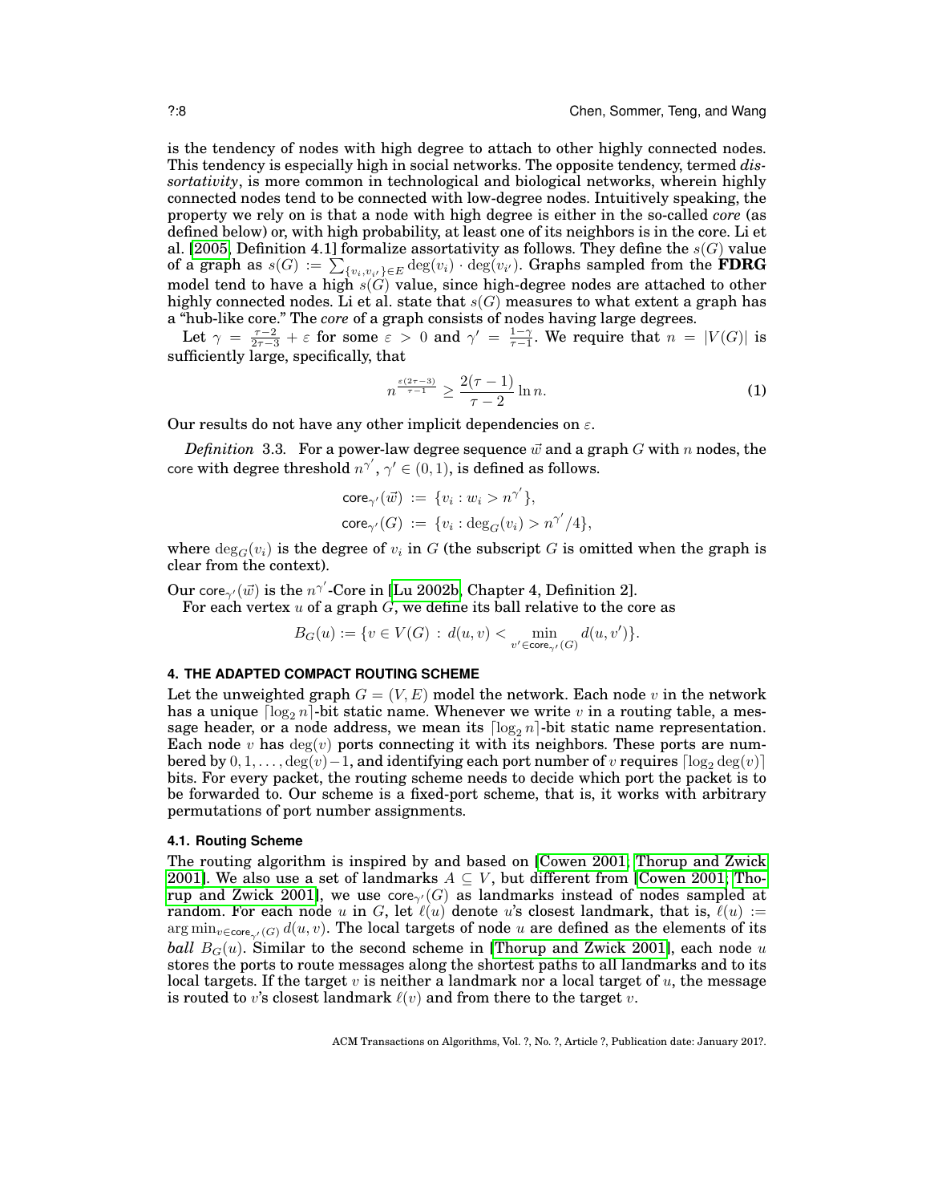is the tendency of nodes with high degree to attach to other highly connected nodes. This tendency is especially high in social networks. The opposite tendency, termed *dissortativity*, is more common in technological and biological networks, wherein highly connected nodes tend to be connected with low-degree nodes. Intuitively speaking, the property we rely on is that a node with high degree is either in the so-called *core* (as defined below) or, with high probability, at least one of its neighbors is in the core. Li et al. [2005, Definition 4.1] formalize assortativity as follows. They define the $s(G)$ value of a graph as $s(G) := \sum_{\{v_i, v_{i'}\} \in E} \deg(v_i) \cdot \deg(v_{i'})$. Graphs sampled from the **FDRG** model tend to have a high $s(G)$ value, since high-degree nodes are attached to other highly connected nodes. Li et al. state that $s(G)$ measures to what extent a graph has a "hub-like core." The *core* of a graph consists of nodes having large degrees.

Let $\gamma = \frac{\tau-2}{2\tau-3} + \varepsilon$ for some $\varepsilon > 0$ and $\gamma' = \frac{1-\gamma}{\tau-1}$. We require that $n = |V(G)|$ is sufficiently large, specifically, that

$$n^{\frac{\varepsilon(2\tau-3)}{\tau-1}} \geq \frac{2(\tau-1)}{\tau-2} \ln n. \tag{1}$$

Our results do not have any other implicit dependencies on $\varepsilon$.

*Definition* 3.3. For a power-law degree sequence $\vec{w}$ and a graph $G$ with $n$ nodes, the core with degree threshold $n^{\gamma'}$, $\gamma' \in (0,1)$, is defined as follows.

$$\mathsf{core}_{\gamma'}(\vec{w}) := \{v_i : w_i > n^{\gamma'}\},$$
$$\mathsf{core}_{\gamma'}(G) := \{v_i : \deg_G(v_i) > n^{\gamma'}/4\},$$

where $\deg_G(v_i)$ is the degree of $v_i$ in $G$ (the subscript $G$ is omitted when the graph is clear from the context).

Our $\mathsf{core}_{\gamma'}(\vec{w})$ is the $n^{\gamma'}$-Core in [Lu 2002b, Chapter 4, Definition 2].

For each vertex $u$ of a graph $G$, we define its ball relative to the core as

$$B_G(u) := \{v \in V(G) : d(u,v) < \min_{v' \in \mathsf{core}_{\gamma'}(G)} d(u,v')\}.$$

## 4. THE ADAPTED COMPACT ROUTING SCHEME

Let the unweighted graph $G = (V,E)$ model the network. Each node $v$ in the network has a unique $\lceil \log_2 n \rceil$-bit static name. Whenever we write $v$ in a routing table, a message header, or a node address, we mean its $\lceil \log_2 n \rceil$-bit static name representation. Each node $v$ has $\deg(v)$ ports connecting it with its neighbors. These ports are numbered by $0, 1, \ldots, \deg(v)-1$, and identifying each port number of $v$ requires $\lceil \log_2 \deg(v) \rceil$ bits. For every packet, the routing scheme needs to decide which port the packet is to be forwarded to. Our scheme is a fixed-port scheme, that is, it works with arbitrary permutations of port number assignments.

### 4.1. Routing Scheme

The routing algorithm is inspired by and based on [Cowen 2001; Thorup and Zwick 2001]. We also use a set of landmarks $A \subseteq V$, but different from [Cowen 2001; Thorup and Zwick 2001], we use $\mathsf{core}_{\gamma'}(G)$ as landmarks instead of nodes sampled at random. For each node $u$ in $G$, let $\ell(u)$ denote $u$'s closest landmark, that is, $\ell(u) := \arg\min_{v \in \mathsf{core}_{\gamma'}(G)} d(u,v)$. The local targets of node $u$ are defined as the elements of its *ball* $B_G(u)$. Similar to the second scheme in [Thorup and Zwick 2001], each node $u$ stores the ports to route messages along the shortest paths to all landmarks and to its local targets. If the target $v$ is neither a landmark nor a local target of $u$, the message is routed to $v$'s closest landmark $\ell(v)$ and from there to the target $v$.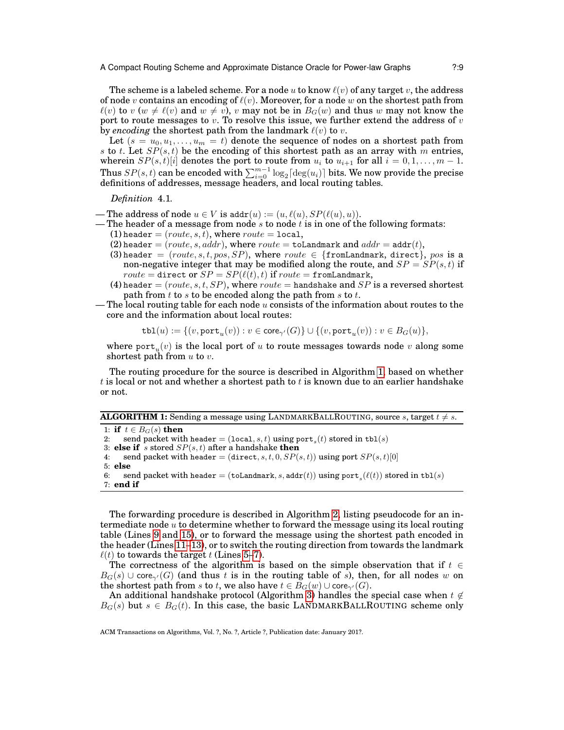The scheme is a labeled scheme. For a node $u$ to know $\ell(v)$ of any target $v$, the address of node $v$ contains an encoding of $\ell(v)$. Moreover, for a node $w$ on the shortest path from $\ell(v)$ to $v$ ($w \neq \ell(v)$ and $w \neq v$), $v$ may not be in $B_G(w)$ and thus $w$ may not know the port to route messages to $v$. To resolve this issue, we further extend the address of $v$ by *encoding* the shortest path from the landmark $\ell(v)$ to $v$.

Let $(s = u_0, u_1, \ldots, u_m = t)$ denote the sequence of nodes on a shortest path from $s$ to $t$. Let $SP(s,t)$ be the encoding of this shortest path as an array with $m$ entries, wherein $SP(s,t)[i]$ denotes the port to route from $u_i$ to $u_{i+1}$ for all $i = 0, 1, \ldots, m-1$. Thus $SP(s,t)$ can be encoded with $\sum_{i=0}^{m-1} \log_2\lceil \deg(u_i) \rceil$ bits. We now provide the precise definitions of addresses, message headers, and local routing tables.

*Definition* 4.1.

- The address of node $u \in V$ is $\texttt{addr}(u) := (u, \ell(u), SP(\ell(u), u))$.
- The header of a message from node $s$ to node $t$ is in one of the following formats:
  - (1) $\texttt{header} = (route, s, t)$, where $route = \texttt{local}$,
  - (2) $\texttt{header} = (route, s, addr)$, where $route = \texttt{toLandmark}$ and $addr = \texttt{addr}(t)$,
  - (3) $\texttt{header} = (route, s, t, pos, SP)$, where $route \in \{\texttt{fromLandmark}, \texttt{direct}\}$, $pos$ is a non-negative integer that may be modified along the route, and $SP = SP(s,t)$ if $route = \texttt{direct}$ or $SP = SP(\ell(t), t)$ if $route = \texttt{fromLandmark}$,
  - (4) $\texttt{header} = (route, s, t, SP)$, where $route = \texttt{handshake}$ and $SP$ is a reversed shortest path from $t$ to $s$ to be encoded along the path from $s$ to $t$.
- The local routing table for each node $u$ consists of the information about routes to the core and the information about local routes:

$$\texttt{tbl}(u) := \{(v, \texttt{port}_u(v)) : v \in \mathsf{core}_{\gamma'}(G)\} \cup \{(v, \texttt{port}_u(v)) : v \in B_G(u)\},$$

  where $\texttt{port}_u(v)$ is the local port of $u$ to route messages towards node $v$ along some shortest path from $u$ to $v$.

The routing procedure for the source is described in Algorithm 1, based on whether $t$ is local or not and whether a shortest path to $t$ is known due to an earlier handshake or not.

**ALGORITHM 1:** Sending a message using LANDMARKBALLROUTING, source $s$, target $t \neq s$.

```
1: if t ∈ B_G(s) then
2:     send packet with header = (local, s, t) using port_s(t) stored in tbl(s)
3: else if s stored SP(s,t) after a handshake then
4:     send packet with header = (direct, s, t, 0, SP(s,t)) using port SP(s,t)[0]
5: else
6:     send packet with header = (toLandmark, s, addr(t)) using port_s(ℓ(t)) stored in tbl(s)
7: end if
```

The forwarding procedure is described in Algorithm 2, listing pseudocode for an intermediate node $u$ to determine whether to forward the message using its local routing table (Lines 9 and 15), or to forward the message using the shortest path encoded in the header (Lines 11–13), or to switch the routing direction from towards the landmark $\ell(t)$ to towards the target $t$ (Lines 5–7).

The correctness of the algorithm is based on the simple observation that if $t \in B_G(s) \cup \mathsf{core}_{\gamma'}(G)$ (and thus $t$ is in the routing table of $s$), then, for all nodes $w$ on the shortest path from $s$ to $t$, we also have $t \in B_G(w) \cup \mathsf{core}_{\gamma'}(G)$.

An additional handshake protocol (Algorithm 3) handles the special case when $t \notin B_G(s)$ but $s \in B_G(t)$. In this case, the basic LANDMARKBALLROUTING scheme only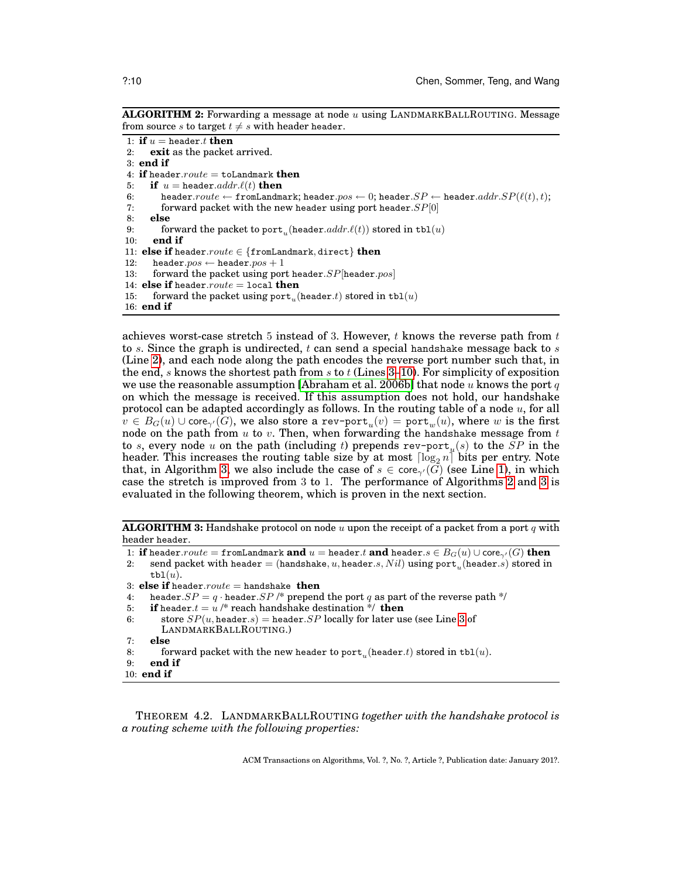**ALGORITHM 2:** Forwarding a message at node $u$ using LANDMARKBALLROUTING. Message from source $s$ to target $t \neq s$ with header header.

```
1:  if u = header.t then
2:      exit as the packet arrived.
3:  end if
4:  if header.route = toLandmark then
5:      if u = header.addr.ℓ(t) then
6:          header.route ← fromLandmark; header.pos ← 0; header.SP ← header.addr.SP(ℓ(t), t);
7:          forward packet with the new header using port header.SP[0]
8:      else
9:          forward the packet to port_u(header.addr.ℓ(t)) stored in tbl(u)
10:     end if
11: else if header.route ∈ {fromLandmark, direct} then
12:     header.pos ← header.pos + 1
13:     forward the packet using port header.SP[header.pos]
14: else if header.route = local then
15:     forward the packet using port_u(header.t) stored in tbl(u)
16: end if
```

achieves worst-case stretch 5 instead of 3. However, $t$ knows the reverse path from $t$ to $s$. Since the graph is undirected, $t$ can send a special handshake message back to $s$ (Line 2), and each node along the path encodes the reverse port number such that, in the end, $s$ knows the shortest path from $s$ to $t$ (Lines 3–10). For simplicity of exposition we use the reasonable assumption [Abraham et al. 2006b] that node $u$ knows the port $q$ on which the message is received. If this assumption does not hold, our handshake protocol can be adapted accordingly as follows. In the routing table of a node $u$, for all $v \in B_G(u) \cup \mathsf{core}_{\gamma'}(G)$, we also store a $\texttt{rev-port}_u(v) = \texttt{port}_w(u)$, where $w$ is the first node on the path from $u$ to $v$. Then, when forwarding the handshake message from $t$ to $s$, every node $u$ on the path (including $t$) prepends $\texttt{rev-port}_u(s)$ to the $SP$ in the header. This increases the routing table size by at most $\lceil \log_2 n \rceil$ bits per entry. Note that, in Algorithm 3, we also include the case of $s \in \mathsf{core}_{\gamma'}(G)$ (see Line 1), in which case the stretch is improved from 3 to 1. The performance of Algorithms 2 and 3 is evaluated in the following theorem, which is proven in the next section.

**ALGORITHM 3:** Handshake protocol on node $u$ upon the receipt of a packet from a port $q$ with header header.

```
1:  if header.route = fromLandmark and u = header.t and header.s ∈ B_G(u) ∪ core_γ'(G) then
2:      send packet with header = (handshake, u, header.s, Nil) using port_u(header.s) stored in
        tbl(u).
3:  else if header.route = handshake then
4:      header.SP = q · header.SP /* prepend the port q as part of the reverse path */
5:      if header.t = u /* reach handshake destination */ then
6:          store SP(u, header.s) = header.SP locally for later use (see Line 3 of
            LANDMARKBALLROUTING.)
7:      else
8:          forward packet with the new header to port_u(header.t) stored in tbl(u).
9:      end if
10: end if
```

THEOREM 4.2. *LANDMARKBALLROUTING together with the handshake protocol is a routing scheme with the following properties:*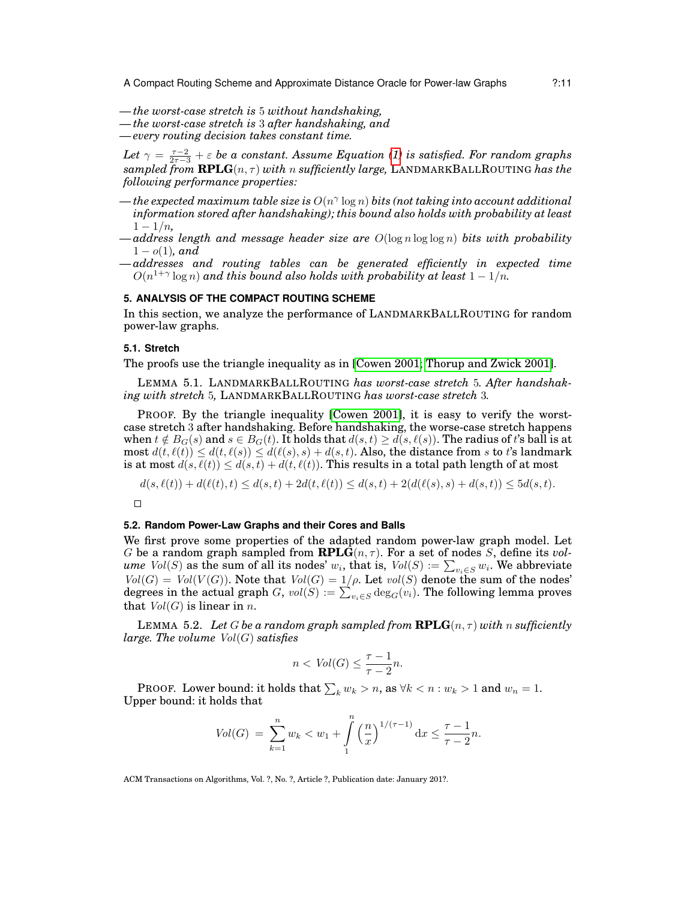— *the worst-case stretch is* 5 *without handshaking,*
— *the worst-case stretch is* 3 *after handshaking, and*
— *every routing decision takes constant time.*

*Let* $\gamma = \frac{\tau-2}{2\tau-3} + \varepsilon$ *be a constant. Assume Equation (1) is satisfied. For random graphs sampled from* $\mathbf{RPLG}(n, \tau)$ *with* $n$ *sufficiently large,* LANDMARKBALLROUTING *has the following performance properties:*

— *the expected maximum table size is* $O(n^\gamma \log n)$ *bits (not taking into account additional information stored after handshaking); this bound also holds with probability at least* $1 - 1/n$,
— *address length and message header size are* $O(\log n \log\log n)$ *bits with probability* $1 - o(1)$*, and*
— *addresses and routing tables can be generated efficiently in expected time* $O(n^{1+\gamma} \log n)$ *and this bound also holds with probability at least* $1 - 1/n$.

## 5. ANALYSIS OF THE COMPACT ROUTING SCHEME

In this section, we analyze the performance of LANDMARKBALLROUTING for random power-law graphs.

### 5.1. Stretch

The proofs use the triangle inequality as in [Cowen 2001; Thorup and Zwick 2001].

LEMMA 5.1. LANDMARKBALLROUTING *has worst-case stretch* 5*. After handshaking with stretch* 5*,* LANDMARKBALLROUTING *has worst-case stretch* 3*.*

PROOF. By the triangle inequality [Cowen 2001], it is easy to verify the worst-case stretch 3 after handshaking. Before handshaking, the worse-case stretch happens when $t \notin B_G(s)$ and $s \in B_G(t)$. It holds that $d(s,t) \geq d(s, \ell(s))$. The radius of $t$'s ball is at most $d(t, \ell(t)) \leq d(t, \ell(s)) \leq d(\ell(s), s) + d(s,t)$. Also, the distance from $s$ to $t$'s landmark is at most $d(s, \ell(t)) \leq d(s,t) + d(t, \ell(t))$. This results in a total path length of at most

$$d(s, \ell(t)) + d(\ell(t), t) \leq d(s,t) + 2d(t, \ell(t)) \leq d(s,t) + 2(d(\ell(s), s) + d(s,t)) \leq 5d(s,t).$$

□

### 5.2. Random Power-Law Graphs and their Cores and Balls

We first prove some properties of the adapted random power-law graph model. Let $G$ be a random graph sampled from $\mathbf{RPLG}(n, \tau)$. For a set of nodes $S$, define its *volume* $Vol(S)$ as the sum of all its nodes' $w_i$, that is, $Vol(S) := \sum_{v_i \in S} w_i$. We abbreviate $Vol(G) = Vol(V(G))$. Note that $Vol(G) = 1/\rho$. Let $vol(S)$ denote the sum of the nodes' degrees in the actual graph $G$, $vol(S) := \sum_{v_i \in S} \deg_G(v_i)$. The following lemma proves that $Vol(G)$ is linear in $n$.

LEMMA 5.2. *Let* $G$ *be a random graph sampled from* $\mathbf{RPLG}(n, \tau)$ *with* $n$ *sufficiently large. The volume* $Vol(G)$ *satisfies*

$$n < Vol(G) \leq \frac{\tau-1}{\tau-2} n.$$

PROOF. Lower bound: it holds that $\sum_k w_k > n$, as $\forall k < n : w_k > 1$ and $w_n = 1$. Upper bound: it holds that

$$Vol(G) = \sum_{k=1}^{n} w_k < w_1 + \int_1^n \left(\frac{n}{x}\right)^{1/(\tau-1)} \mathrm{d}x \leq \frac{\tau-1}{\tau-2} n.$$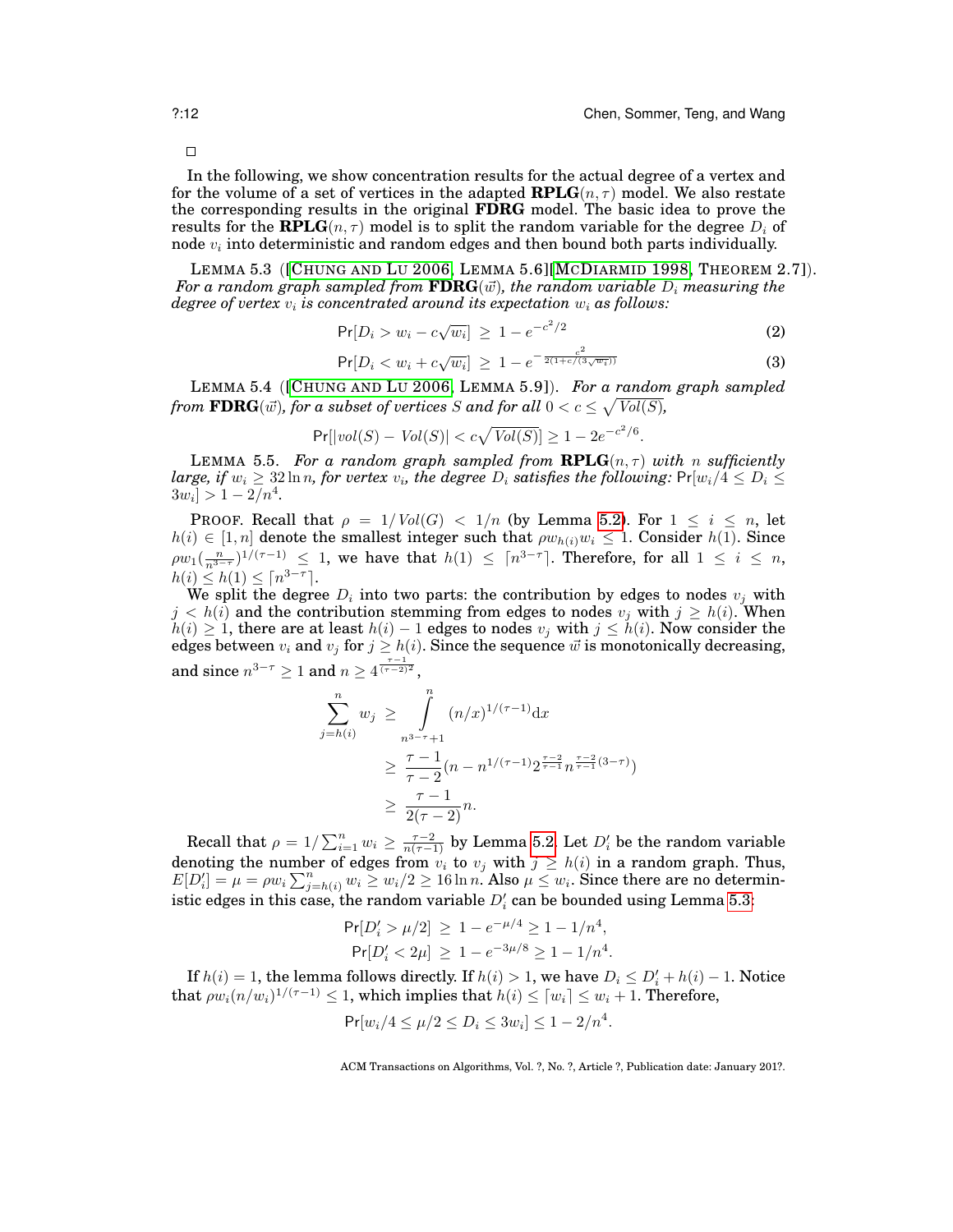□

In the following, we show concentration results for the actual degree of a vertex and for the volume of a set of vertices in the adapted $\mathbf{RPLG}(n, \tau)$ model. We also restate the corresponding results in the original **FDRG** model. The basic idea to prove the results for the $\mathbf{RPLG}(n, \tau)$ model is to split the random variable for the degree $D_i$ of node $v_i$ into deterministic and random edges and then bound both parts individually.

LEMMA 5.3 ([CHUNG AND LU 2006, LEMMA 5.6][MCDIARMID 1998, THEOREM 2.7]). *For a random graph sampled from $\mathbf{FDRG}(\vec{w})$, the random variable $D_i$ measuring the degree of vertex $v_i$ is concentrated around its expectation $w_i$ as follows:*

$$\Pr[D_i > w_i - c\sqrt{w_i}] \ \geq \ 1 - e^{-c^2/2} \tag{2}$$

$$\Pr[D_i < w_i + c\sqrt{w_i}] \ \geq \ 1 - e^{-\frac{c^2}{2(1+c/(3\sqrt{w_i}))}} \tag{3}$$

LEMMA 5.4 ([CHUNG AND LU 2006, LEMMA 5.9]). *For a random graph sampled from $\mathbf{FDRG}(\vec{w})$, for a subset of vertices $S$ and for all $0 < c \leq \sqrt{Vol(S)}$,*

$$\Pr[|vol(S) - Vol(S)| < c\sqrt{Vol(S)}] \geq 1 - 2e^{-c^2/6}.$$

LEMMA 5.5. *For a random graph sampled from $\mathbf{RPLG}(n, \tau)$ with $n$ sufficiently large, if $w_i \geq 32 \ln n$, for vertex $v_i$, the degree $D_i$ satisfies the following:* $\Pr[w_i/4 \leq D_i \leq 3w_i] > 1 - 2/n^4$.

PROOF. Recall that $\rho = 1/Vol(G) < 1/n$ (by Lemma 5.2). For $1 \leq i \leq n$, let $h(i) \in [1, n]$ denote the smallest integer such that $\rho w_{h(i)} w_i \leq 1$. Consider $h(1)$. Since $\rho w_1 (\frac{n}{n^{3-\tau}})^{1/(\tau-1)} \leq 1$, we have that $h(1) \leq \lceil n^{3-\tau} \rceil$. Therefore, for all $1 \leq i \leq n$, $h(i) \leq h(1) \leq \lceil n^{3-\tau} \rceil$.

We split the degree $D_i$ into two parts: the contribution by edges to nodes $v_j$ with $j < h(i)$ and the contribution stemming from edges to nodes $v_j$ with $j \geq h(i)$. When $h(i) \geq 1$, there are at least $h(i) - 1$ edges to nodes $v_j$ with $j \leq h(i)$. Now consider the edges between $v_i$ and $v_j$ for $j \geq h(i)$. Since the sequence $\vec{w}$ is monotonically decreasing, and since $n^{3-\tau} \geq 1$ and $n \geq 4^{\frac{\tau-1}{(\tau-2)^2}}$,

$$\begin{aligned}
\sum_{j=h(i)}^{n} w_j \ &\geq \int\limits_{n^{3-\tau}+1}^{n} (n/x)^{1/(\tau-1)} \mathrm{d}x \\
&\geq \ \frac{\tau-1}{\tau-2}(n - n^{1/(\tau-1)} 2^{\frac{\tau-2}{\tau-1}} n^{\frac{\tau-2}{\tau-1}(3-\tau)}) \\
&\geq \ \frac{\tau-1}{2(\tau-2)} n.
\end{aligned}$$

Recall that $\rho = 1/\sum_{i=1}^{n} w_i \geq \frac{\tau-2}{n(\tau-1)}$ by Lemma 5.2. Let $D_i'$ be the random variable denoting the number of edges from $v_i$ to $v_j$ with $j \geq h(i)$ in a random graph. Thus, $E[D_i'] = \mu = \rho w_i \sum_{j=h(i)}^{n} w_i \geq w_i/2 \geq 16 \ln n$. Also $\mu \leq w_i$. Since there are no deterministic edges in this case, the random variable $D_i'$ can be bounded using Lemma 5.3:

$$\Pr[D_i' > \mu/2] \ \geq \ 1 - e^{-\mu/4} \geq 1 - 1/n^4,$$

$$\Pr[D_i' < 2\mu] \ \geq \ 1 - e^{-3\mu/8} \geq 1 - 1/n^4.$$

If $h(i) = 1$, the lemma follows directly. If $h(i) > 1$, we have $D_i \leq D_i' + h(i) - 1$. Notice that $\rho w_i (n/w_i)^{1/(\tau-1)} \leq 1$, which implies that $h(i) \leq \lceil w_i \rceil \leq w_i + 1$. Therefore,

$$\Pr[w_i/4 \leq \mu/2 \leq D_i \leq 3w_i] \leq 1 - 2/n^4.$$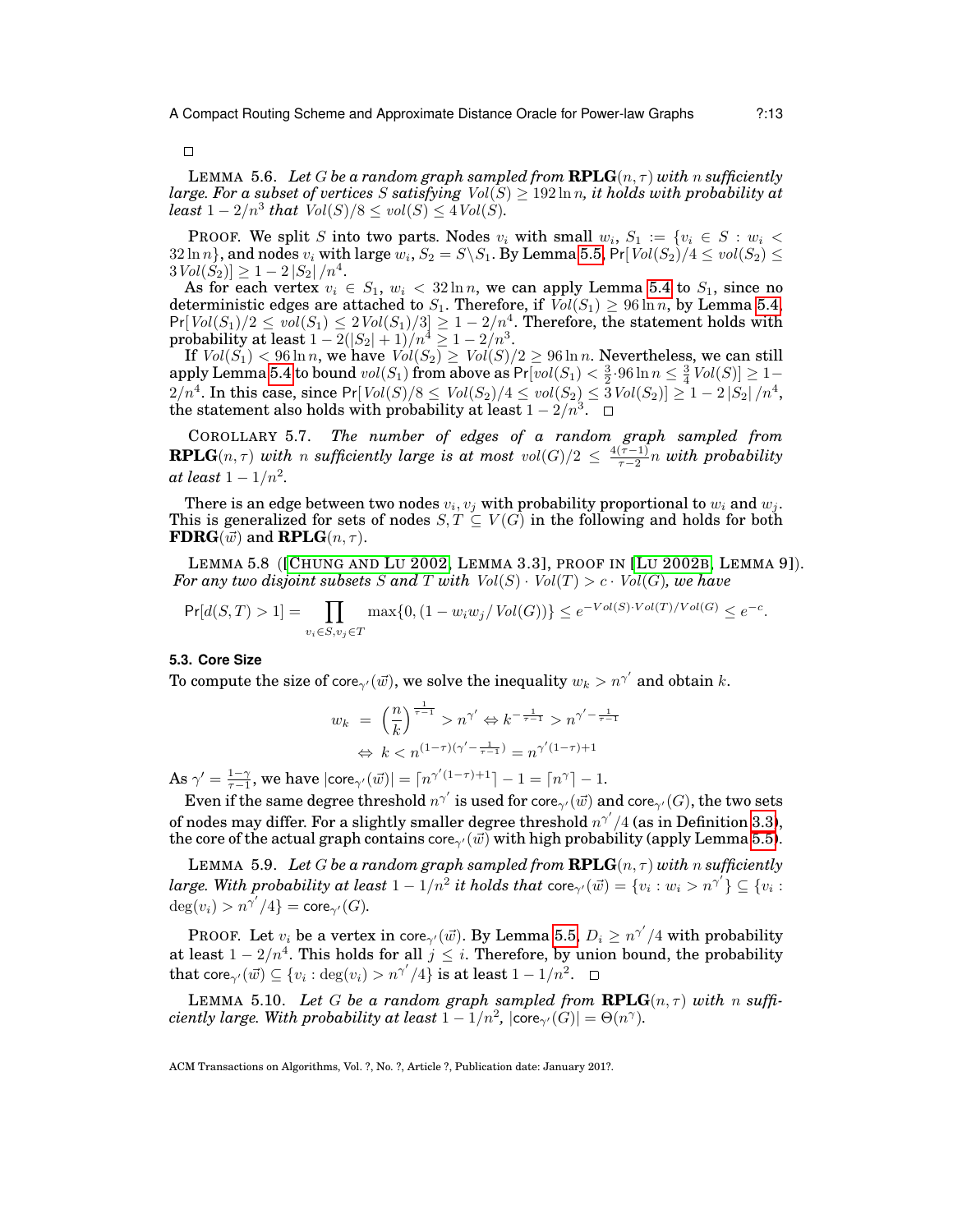□

LEMMA 5.6. *Let $G$ be a random graph sampled from* $\mathbf{RPLG}(n,\tau)$ *with $n$ sufficiently large. For a subset of vertices $S$ satisfying $Vol(S) \geq 192 \ln n$, it holds with probability at least $1 - 2/n^3$ that $Vol(S)/8 \leq vol(S) \leq 4\,Vol(S)$.*

PROOF. We split $S$ into two parts. Nodes $v_i$ with small $w_i$, $S_1 := \{v_i \in S : w_i < 32 \ln n\}$, and nodes $v_i$ with large $w_i$, $S_2 = S \backslash S_1$. By Lemma 5.5, $\Pr[\,Vol(S_2)/4 \leq vol(S_2) \leq 3\,Vol(S_2)] \geq 1 - 2\,|S_2|\,/n^4$.

As for each vertex $v_i \in S_1$, $w_i < 32 \ln n$, we can apply Lemma 5.4 to $S_1$, since no deterministic edges are attached to $S_1$. Therefore, if $Vol(S_1) \geq 96 \ln n$, by Lemma 5.4, $\Pr[\,Vol(S_1)/2 \leq vol(S_1) \leq 2\,Vol(S_1)/3] \geq 1 - 2/n^4$. Therefore, the statement holds with probability at least $1 - 2(|S_2|+1)/n^4 \geq 1 - 2/n^3$.

If $Vol(S_1) < 96 \ln n$, we have $Vol(S_2) \geq Vol(S)/2 \geq 96 \ln n$. Nevertheless, we can still apply Lemma 5.4 to bound $vol(S_1)$ from above as $\Pr[vol(S_1) < \frac{3}{2} \cdot 96 \ln n \leq \frac{3}{4}\,Vol(S)] \geq 1 - 2/n^4$. In this case, since $\Pr[\,Vol(S)/8 \leq Vol(S_2)/4 \leq vol(S_2) \leq 3\,Vol(S_2)] \geq 1 - 2\,|S_2|\,/n^4$, the statement also holds with probability at least $1 - 2/n^3$. □

COROLLARY 5.7. *The number of edges of a random graph sampled from* $\mathbf{RPLG}(n,\tau)$ *with $n$ sufficiently large is at most $vol(G)/2 \leq \frac{4(\tau-1)}{\tau-2} n$ with probability at least $1 - 1/n^2$.*

There is an edge between two nodes $v_i, v_j$ with probability proportional to $w_i$ and $w_j$. This is generalized for sets of nodes $S, T \subseteq V(G)$ in the following and holds for both $\mathbf{FDRG}(\vec{w})$ and $\mathbf{RPLG}(n,\tau)$.

LEMMA 5.8 ([CHUNG AND LU 2002, LEMMA 3.3], PROOF IN [LU 2002B, LEMMA 9]). *For any two disjoint subsets $S$ and $T$ with $Vol(S) \cdot Vol(T) > c \cdot Vol(G)$, we have*

$$\Pr[d(S,T) > 1] = \prod_{v_i \in S, v_j \in T} \max\{0, (1 - w_i w_j / Vol(G))\} \leq e^{-Vol(S) \cdot Vol(T)/Vol(G)} \leq e^{-c}.$$

### 5.3. Core Size

To compute the size of $\mathsf{core}_{\gamma'}(\vec{w})$, we solve the inequality $w_k > n^{\gamma'}$ and obtain $k$.

$$w_k = \left(\frac{n}{k}\right)^{\frac{1}{\tau-1}} > n^{\gamma'} \Leftrightarrow k^{-\frac{1}{\tau-1}} > n^{\gamma' - \frac{1}{\tau-1}}$$
$$\Leftrightarrow k < n^{(1-\tau)(\gamma' - \frac{1}{\tau-1})} = n^{\gamma'(1-\tau)+1}$$

As $\gamma' = \frac{1-\gamma}{\tau-1}$, we have $|\mathsf{core}_{\gamma'}(\vec{w})| = \lceil n^{\gamma'(1-\tau)+1} \rceil - 1 = \lceil n^{\gamma} \rceil - 1$.

Even if the same degree threshold $n^{\gamma'}$ is used for $\mathsf{core}_{\gamma'}(\vec{w})$ and $\mathsf{core}_{\gamma'}(G)$, the two sets of nodes may differ. For a slightly smaller degree threshold $n^{\gamma'}/4$ (as in Definition 3.3), the core of the actual graph contains $\mathsf{core}_{\gamma'}(\vec{w})$ with high probability (apply Lemma 5.5).

LEMMA 5.9. *Let $G$ be a random graph sampled from* $\mathbf{RPLG}(n,\tau)$ *with $n$ sufficiently large. With probability at least $1 - 1/n^2$ it holds that $\mathsf{core}_{\gamma'}(\vec{w}) = \{v_i : w_i > n^{\gamma'}\} \subseteq \{v_i : \deg(v_i) > n^{\gamma'}/4\} = \mathsf{core}_{\gamma'}(G)$.*

PROOF. Let $v_i$ be a vertex in $\mathsf{core}_{\gamma'}(\vec{w})$. By Lemma 5.5, $D_i \geq n^{\gamma'}/4$ with probability at least $1 - 2/n^4$. This holds for all $j \leq i$. Therefore, by union bound, the probability that $\mathsf{core}_{\gamma'}(\vec{w}) \subseteq \{v_i : \deg(v_i) > n^{\gamma'}/4\}$ is at least $1 - 1/n^2$. □

LEMMA 5.10. *Let $G$ be a random graph sampled from* $\mathbf{RPLG}(n,\tau)$ *with $n$ sufficiently large. With probability at least $1 - 1/n^2$, $|\mathsf{core}_{\gamma'}(G)| = \Theta(n^{\gamma})$.*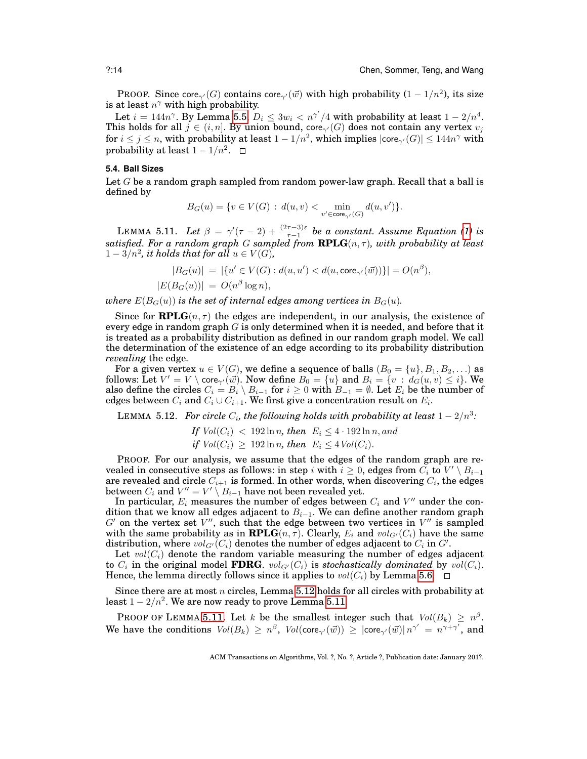PROOF. Since $\mathsf{core}_{\gamma'}(G)$ contains $\mathsf{core}_{\gamma'}(\vec{w})$ with high probability $(1 - 1/n^2)$, its size is at least $n^\gamma$ with high probability.

Let $i = 144n^\gamma$. By Lemma 5.5, $D_i \le 3w_i < n^{\gamma'}/4$ with probability at least $1 - 2/n^4$. This holds for all $j \in (i, n]$. By union bound, $\mathsf{core}_{\gamma'}(G)$ does not contain any vertex $v_j$ for $i \le j \le n$, with probability at least $1 - 1/n^2$, which implies $|\mathsf{core}_{\gamma'}(G)| \le 144n^\gamma$ with probability at least $1 - 1/n^2$. □

### 5.4. Ball Sizes

Let $G$ be a random graph sampled from random power-law graph. Recall that a ball is defined by

$$B_G(u) = \{v \in V(G) \,:\, d(u,v) < \min_{v' \in \mathsf{core}_{\gamma'}(G)} d(u,v')\}.$$

LEMMA 5.11. *Let $\beta = \gamma'(\tau - 2) + \frac{(2\tau-3)\varepsilon}{\tau-1}$ be a constant. Assume Equation (1) is satisfied. For a random graph $G$ sampled from $\mathbf{RPLG}(n,\tau)$, with probability at least $1 - 3/n^2$, it holds that for all $u \in V(G)$,*

$$\begin{aligned}
|B_G(u)| \;&=\; |\{u' \in V(G) : d(u,u') < d(u, \mathsf{core}_{\gamma'}(\vec{w}))\}| = O(n^\beta),\\
|E(B_G(u))| \;&=\; O(n^\beta \log n),
\end{aligned}$$

*where $E(B_G(u))$ is the set of internal edges among vertices in $B_G(u)$.*

Since for $\mathbf{RPLG}(n,\tau)$ the edges are independent, in our analysis, the existence of every edge in random graph $G$ is only determined when it is needed, and before that it is treated as a probability distribution as defined in our random graph model. We call the determination of the existence of an edge according to its probability distribution *revealing* the edge.

For a given vertex $u \in V(G)$, we define a sequence of balls $(B_0 = \{u\}, B_1, B_2, \ldots)$ as follows: Let $V' = V \setminus \mathsf{core}_{\gamma'}(\vec{w})$. Now define $B_0 = \{u\}$ and $B_i = \{v \,:\, d_G(u,v) \le i\}$. We also define the circles $C_i = B_i \setminus B_{i-1}$ for $i \ge 0$ with $B_{-1} = \emptyset$. Let $E_i$ be the number of edges between $C_i$ and $C_i \cup C_{i+1}$. We first give a concentration result on $E_i$.

LEMMA 5.12. *For circle $C_i$, the following holds with probability at least $1 - 2/n^3$:*

$$\begin{aligned}
&\textit{If } Vol(C_i) \;<\; 192\ln n, \textit{ then } \;E_i \le 4 \cdot 192 \ln n, \textit{ and}\\
&\textit{if } Vol(C_i) \;\ge\; 192\ln n, \textit{ then } \;E_i \le 4\,Vol(C_i).
\end{aligned}$$

PROOF. For our analysis, we assume that the edges of the random graph are revealed in consecutive steps as follows: in step $i$ with $i \ge 0$, edges from $C_i$ to $V' \setminus B_{i-1}$ are revealed and circle $C_{i+1}$ is formed. In other words, when discovering $C_i$, the edges between $C_i$ and $V'' = V' \setminus B_{i-1}$ have not been revealed yet.

In particular, $E_i$ measures the number of edges between $C_i$ and $V''$ under the condition that we know all edges adjacent to $B_{i-1}$. We can define another random graph $G'$ on the vertex set $V''$, such that the edge between two vertices in $V''$ is sampled with the same probability as in $\mathbf{RPLG}(n,\tau)$. Clearly, $E_i$ and $vol_{G'}(C_i)$ have the same distribution, where $vol_{G'}(C_i)$ denotes the number of edges adjacent to $C_i$ in $G'$.

Let $vol(C_i)$ denote the random variable measuring the number of edges adjacent to $C_i$ in the original model **FDRG**. $vol_{G'}(C_i)$ is *stochastically dominated* by $vol(C_i)$. Hence, the lemma directly follows since it applies to $vol(C_i)$ by Lemma 5.6. □

Since there are at most $n$ circles, Lemma 5.12 holds for all circles with probability at least $1 - 2/n^2$. We are now ready to prove Lemma 5.11.

PROOF OF LEMMA 5.11. Let $k$ be the smallest integer such that $Vol(B_k) \ge n^\beta$. We have the conditions $Vol(B_k) \ge n^\beta$, $Vol(\mathsf{core}_{\gamma'}(\vec{w})) \ge |\mathsf{core}_{\gamma'}(\vec{w})|\, n^{\gamma'} = n^{\gamma+\gamma'}$, and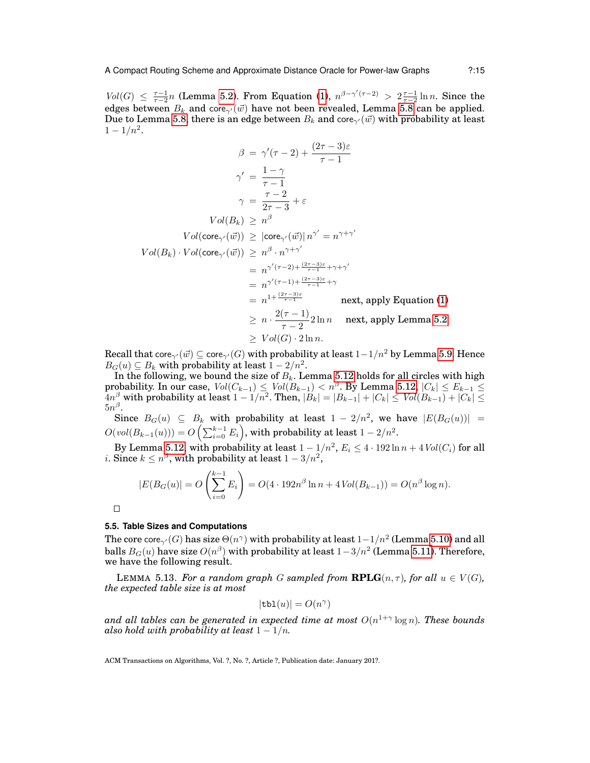$Vol(G) \leq \frac{\tau-1}{\tau-2}n$ (Lemma 5.2). From Equation (1), $n^{\beta-\gamma'(\tau-2)} > 2\frac{\tau-1}{\tau-2}\ln n$. Since the edges between $B_k$ and $\mathsf{core}_{\gamma'}(\vec{w})$ have not been revealed, Lemma 5.8 can be applied. Due to Lemma 5.8, there is an edge between $B_k$ and $\mathsf{core}_{\gamma'}(\vec{w})$ with probability at least $1 - 1/n^2$.

$$
\begin{aligned}
\beta &= \gamma'(\tau-2) + \frac{(2\tau-3)\varepsilon}{\tau-1} \\
\gamma' &= \frac{1-\gamma}{\tau-1} \\
\gamma &= \frac{\tau-2}{2\tau-3} + \varepsilon \\
Vol(B_k) &\geq n^\beta \\
Vol(\mathsf{core}_{\gamma'}(\vec{w})) &\geq |\mathsf{core}_{\gamma'}(\vec{w})|\, n^{\gamma'} = n^{\gamma+\gamma'} \\
Vol(B_k) \cdot Vol(\mathsf{core}_{\gamma'}(\vec{w})) &\geq n^\beta \cdot n^{\gamma+\gamma'} \\
&= n^{\gamma'(\tau-2)+\frac{(2\tau-3)\varepsilon}{\tau-1}+\gamma+\gamma'} \\
&= n^{\gamma'(\tau-1)+\frac{(2\tau-3)\varepsilon}{\tau-1}+\gamma} \\
&= n^{1+\frac{(2\tau-3)\varepsilon}{\tau-1}} \qquad \text{next, apply Equation (1)} \\
&\geq n \cdot \frac{2(\tau-1)}{\tau-2} 2\ln n \qquad \text{next, apply Lemma 5.2} \\
&\geq Vol(G) \cdot 2\ln n.
\end{aligned}
$$

Recall that $\mathsf{core}_{\gamma'}(\vec{w}) \subseteq \mathsf{core}_{\gamma'}(G)$ with probability at least $1-1/n^2$ by Lemma 5.9. Hence $B_G(u) \subseteq B_k$ with probability at least $1 - 2/n^2$.

In the following, we bound the size of $B_k$. Lemma 5.12 holds for all circles with high probability. In our case, $Vol(C_{k-1}) \leq Vol(B_{k-1}) < n^\beta$. By Lemma 5.12, $|C_k| \leq E_{k-1} \leq 4n^\beta$ with probability at least $1 - 1/n^2$. Then, $|B_k| = |B_{k-1}| + |C_k| \leq Vol(B_{k-1}) + |C_k| \leq 5n^\beta$.

Since $B_G(u) \subseteq B_k$ with probability at least $1 - 2/n^2$, we have $|E(B_G(u))| = O(vol(B_{k-1}(u))) = O\left(\sum_{i=0}^{k-1} E_i\right)$, with probability at least $1 - 2/n^2$.

By Lemma 5.12, with probability at least $1 - 1/n^2$, $E_i \leq 4 \cdot 192 \ln n + 4\, Vol(C_i)$ for all $i$. Since $k \leq n^\beta$, with probability at least $1 - 3/n^2$,

$$
|E(B_G(u)| = O\left(\sum_{i=0}^{k-1} E_i\right) = O(4 \cdot 192 n^\beta \ln n + 4\, Vol(B_{k-1})) = O(n^\beta \log n).
$$

□

### 5.5. Table Sizes and Computations

The core $\mathsf{core}_{\gamma'}(G)$ has size $\Theta(n^\gamma)$ with probability at least $1-1/n^2$ (Lemma 5.10) and all balls $B_G(u)$ have size $O(n^\beta)$ with probability at least $1-3/n^2$ (Lemma 5.11). Therefore, we have the following result.

LEMMA 5.13. *For a random graph $G$ sampled from* $\mathbf{RPLG}(n, \tau)$*, for all $u \in V(G)$, the expected table size is at most*

$$
|\mathtt{tbl}(u)| = O(n^\gamma)
$$

*and all tables can be generated in expected time at most $O(n^{1+\gamma}\log n)$. These bounds also hold with probability at least $1 - 1/n$.*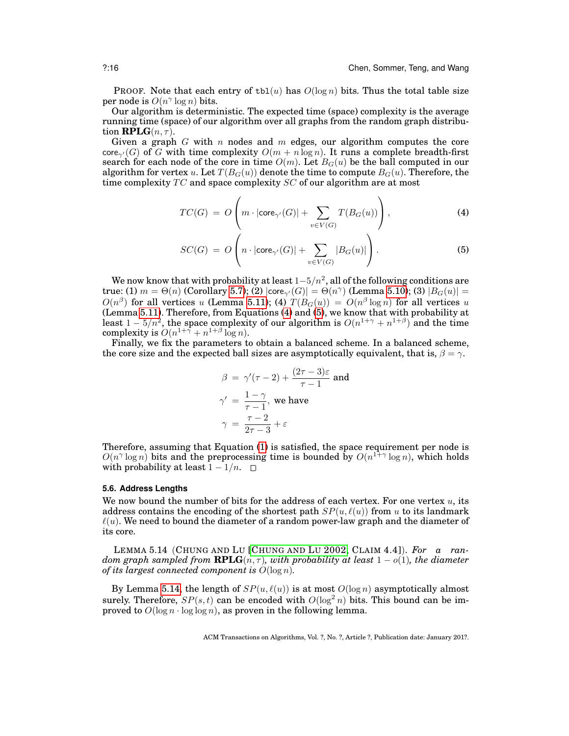PROOF. Note that each entry of tbl$(u)$ has $O(\log n)$ bits. Thus the total table size per node is $O(n^\gamma \log n)$ bits.

Our algorithm is deterministic. The expected time (space) complexity is the average running time (space) of our algorithm over all graphs from the random graph distribution $\mathbf{RPLG}(n, \tau)$.

Given a graph $G$ with $n$ nodes and $m$ edges, our algorithm computes the core $\mathsf{core}_{\gamma'}(G)$ of $G$ with time complexity $O(m + n \log n)$. It runs a complete breadth-first search for each node of the core in time $O(m)$. Let $B_G(u)$ be the ball computed in our algorithm for vertex $u$. Let $T(B_G(u))$ denote the time to compute $B_G(u)$. Therefore, the time complexity $TC$ and space complexity $SC$ of our algorithm are at most

$$TC(G) \;=\; O\left(m \cdot |\mathsf{core}_{\gamma'}(G)| + \sum_{v \in V(G)} T(B_G(u))\right), \tag{4}$$

$$SC(G) \;=\; O\left(n \cdot |\mathsf{core}_{\gamma'}(G)| + \sum_{v \in V(G)} |B_G(u)|\right). \tag{5}$$

We now know that with probability at least $1 - 5/n^2$, all of the following conditions are true: (1) $m = \Theta(n)$ (Corollary 5.7); (2) $|\mathsf{core}_{\gamma'}(G)| = \Theta(n^\gamma)$ (Lemma 5.10); (3) $|B_G(u)| = O(n^\beta)$ for all vertices $u$ (Lemma 5.11); (4) $T(B_G(u)) = O(n^\beta \log n)$ for all vertices $u$ (Lemma 5.11). Therefore, from Equations (4) and (5), we know that with probability at least $1 - 5/n^2$, the space complexity of our algorithm is $O(n^{1+\gamma} + n^{1+\beta})$ and the time complexity is $O(n^{1+\gamma} + n^{1+\beta} \log n)$.

Finally, we fix the parameters to obtain a balanced scheme. In a balanced scheme, the core size and the expected ball sizes are asymptotically equivalent, that is, $\beta = \gamma$.

$$\beta \;=\; \gamma'(\tau - 2) + \frac{(2\tau - 3)\varepsilon}{\tau - 1} \text{ and}$$

$$\gamma' \;=\; \frac{1 - \gamma}{\tau - 1}, \text{ we have}$$

$$\gamma \;=\; \frac{\tau - 2}{2\tau - 3} + \varepsilon$$

Therefore, assuming that Equation (1) is satisfied, the space requirement per node is $O(n^\gamma \log n)$ bits and the preprocessing time is bounded by $O(n^{1+\gamma} \log n)$, which holds with probability at least $1 - 1/n$. □

### 5.6. Address Lengths

We now bound the number of bits for the address of each vertex. For one vertex $u$, its address contains the encoding of the shortest path $SP(u, \ell(u))$ from $u$ to its landmark $\ell(u)$. We need to bound the diameter of a random power-law graph and the diameter of its core.

LEMMA 5.14 (CHUNG AND LU [CHUNG AND LU 2002, CLAIM 4.4]). *For a random graph sampled from* $\mathbf{RPLG}(n, \tau)$*, with probability at least* $1 - o(1)$*, the diameter of its largest connected component is* $O(\log n)$*.*

By Lemma 5.14, the length of $SP(u, \ell(u))$ is at most $O(\log n)$ asymptotically almost surely. Therefore, $SP(s, t)$ can be encoded with $O(\log^2 n)$ bits. This bound can be improved to $O(\log n \cdot \log \log n)$, as proven in the following lemma.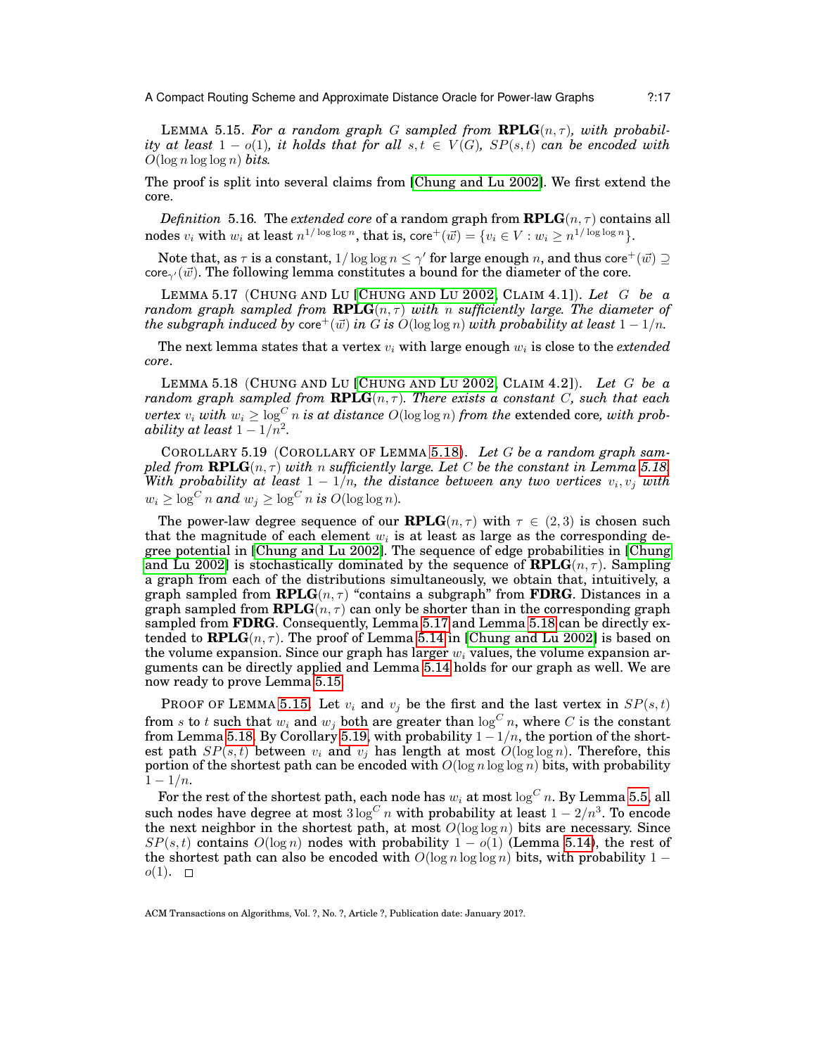LEMMA 5.15. *For a random graph $G$ sampled from $\mathbf{RPLG}(n,\tau)$, with probability at least $1-o(1)$, it holds that for all $s,t \in V(G)$, $SP(s,t)$ can be encoded with $O(\log n \log\log n)$ bits.*

The proof is split into several claims from [Chung and Lu 2002]. We first extend the core.

*Definition* 5.16. The *extended core* of a random graph from $\mathbf{RPLG}(n,\tau)$ contains all nodes $v_i$ with $w_i$ at least $n^{1/\log\log n}$, that is, $\mathsf{core}^+(\vec{w}) = \{v_i \in V : w_i \geq n^{1/\log\log n}\}$.

Note that, as $\tau$ is a constant, $1/\log\log n \leq \gamma'$ for large enough $n$, and thus $\mathsf{core}^+(\vec{w}) \supseteq \mathsf{core}_{\gamma'}(\vec{w})$. The following lemma constitutes a bound for the diameter of the core.

LEMMA 5.17 (CHUNG AND LU [CHUNG AND LU 2002, CLAIM 4.1]). *Let $G$ be a random graph sampled from $\mathbf{RPLG}(n,\tau)$ with $n$ sufficiently large. The diameter of the subgraph induced by $\mathsf{core}^+(\vec{w})$ in $G$ is $O(\log\log n)$ with probability at least $1-1/n$.*

The next lemma states that a vertex $v_i$ with large enough $w_i$ is close to the *extended core*.

LEMMA 5.18 (CHUNG AND LU [CHUNG AND LU 2002, CLAIM 4.2]). *Let $G$ be a random graph sampled from $\mathbf{RPLG}(n,\tau)$. There exists a constant $C$, such that each vertex $v_i$ with $w_i \geq \log^C n$ is at distance $O(\log\log n)$ from the* extended core*, with probability at least $1-1/n^2$.*

COROLLARY 5.19 (COROLLARY OF LEMMA 5.18). *Let $G$ be a random graph sampled from $\mathbf{RPLG}(n,\tau)$ with $n$ sufficiently large. Let $C$ be the constant in Lemma 5.18. With probability at least $1-1/n$, the distance between any two vertices $v_i, v_j$ with $w_i \geq \log^C n$ and $w_j \geq \log^C n$ is $O(\log\log n)$.*

The power-law degree sequence of our $\mathbf{RPLG}(n,\tau)$ with $\tau \in (2,3)$ is chosen such that the magnitude of each element $w_i$ is at least as large as the corresponding degree potential in [Chung and Lu 2002]. The sequence of edge probabilities in [Chung and Lu 2002] is stochastically dominated by the sequence of $\mathbf{RPLG}(n,\tau)$. Sampling a graph from each of the distributions simultaneously, we obtain that, intuitively, a graph sampled from $\mathbf{RPLG}(n,\tau)$ "contains a subgraph" from **FDRG**. Distances in a graph sampled from $\mathbf{RPLG}(n,\tau)$ can only be shorter than in the corresponding graph sampled from **FDRG**. Consequently, Lemma 5.17 and Lemma 5.18 can be directly extended to $\mathbf{RPLG}(n,\tau)$. The proof of Lemma 5.14 in [Chung and Lu 2002] is based on the volume expansion. Since our graph has larger $w_i$ values, the volume expansion arguments can be directly applied and Lemma 5.14 holds for our graph as well. We are now ready to prove Lemma 5.15.

PROOF OF LEMMA 5.15. Let $v_i$ and $v_j$ be the first and the last vertex in $SP(s,t)$ from $s$ to $t$ such that $w_i$ and $w_j$ both are greater than $\log^C n$, where $C$ is the constant from Lemma 5.18. By Corollary 5.19, with probability $1-1/n$, the portion of the shortest path $SP(s,t)$ between $v_i$ and $v_j$ has length at most $O(\log\log n)$. Therefore, this portion of the shortest path can be encoded with $O(\log n \log\log n)$ bits, with probability $1-1/n$.

For the rest of the shortest path, each node has $w_i$ at most $\log^C n$. By Lemma 5.5, all such nodes have degree at most $3\log^C n$ with probability at least $1-2/n^3$. To encode the next neighbor in the shortest path, at most $O(\log\log n)$ bits are necessary. Since $SP(s,t)$ contains $O(\log n)$ nodes with probability $1-o(1)$ (Lemma 5.14), the rest of the shortest path can also be encoded with $O(\log n \log\log n)$ bits, with probability $1-o(1)$. □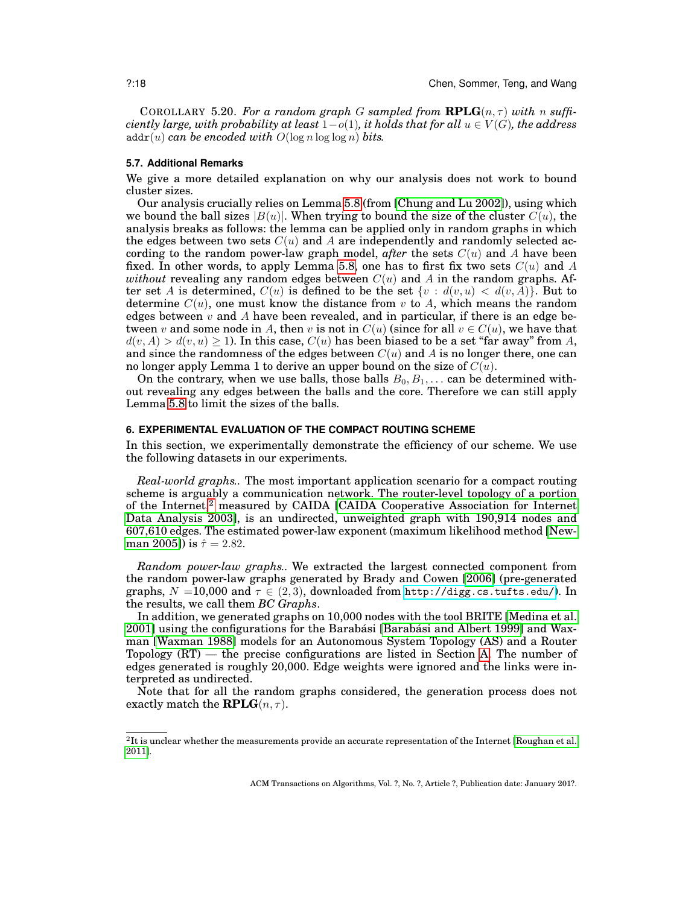COROLLARY 5.20. *For a random graph $G$ sampled from $\mathbf{RPLG}(n, \tau)$ with $n$ sufficiently large, with probability at least $1 - o(1)$, it holds that for all $u \in V(G)$, the address $\texttt{addr}(u)$ can be encoded with $O(\log n \log \log n)$ bits.*

### 5.7. Additional Remarks

We give a more detailed explanation on why our analysis does not work to bound cluster sizes.

Our analysis crucially relies on Lemma 5.8 (from [Chung and Lu 2002]), using which we bound the ball sizes $|B(u)|$. When trying to bound the size of the cluster $C(u)$, the analysis breaks as follows: the lemma can be applied only in random graphs in which the edges between two sets $C(u)$ and $A$ are independently and randomly selected according to the random power-law graph model, *after* the sets $C(u)$ and $A$ have been fixed. In other words, to apply Lemma 5.8, one has to first fix two sets $C(u)$ and $A$ *without* revealing any random edges between $C(u)$ and $A$ in the random graphs. After set $A$ is determined, $C(u)$ is defined to be the set $\{v : d(v, u) < d(v, A)\}$. But to determine $C(u)$, one must know the distance from $v$ to $A$, which means the random edges between $v$ and $A$ have been revealed, and in particular, if there is an edge between $v$ and some node in $A$, then $v$ is not in $C(u)$ (since for all $v \in C(u)$, we have that $d(v, A) > d(v, u) \geq 1$). In this case, $C(u)$ has been biased to be a set "far away" from $A$, and since the randomness of the edges between $C(u)$ and $A$ is no longer there, one can no longer apply Lemma 1 to derive an upper bound on the size of $C(u)$.

On the contrary, when we use balls, those balls $B_0, B_1, \ldots$ can be determined without revealing any edges between the balls and the core. Therefore we can still apply Lemma 5.8 to limit the sizes of the balls.

## 6. EXPERIMENTAL EVALUATION OF THE COMPACT ROUTING SCHEME

In this section, we experimentally demonstrate the efficiency of our scheme. We use the following datasets in our experiments.

*Real-world graphs.*. The most important application scenario for a compact routing scheme is arguably a communication network. The router-level topology of a portion of the Internet,[2] measured by CAIDA [CAIDA Cooperative Association for Internet Data Analysis 2003], is an undirected, unweighted graph with 190,914 nodes and 607,610 edges. The estimated power-law exponent (maximum likelihood method [Newman 2005]) is $\hat{\tau} = 2.82$.

*Random power-law graphs.*. We extracted the largest connected component from the random power-law graphs generated by Brady and Cowen [2006] (pre-generated graphs, $N$ =10,000 and $\tau \in (2, 3)$, downloaded from http://digg.cs.tufts.edu/). In the results, we call them ***BC Graphs***.

In addition, we generated graphs on 10,000 nodes with the tool BRITE [Medina et al. 2001] using the configurations for the Barabási [Barabási and Albert 1999] and Waxman [Waxman 1988] models for an Autonomous System Topology (AS) and a Router Topology (RT) — the precise configurations are listed in Section A. The number of edges generated is roughly 20,000. Edge weights were ignored and the links were interpreted as undirected.

Note that for all the random graphs considered, the generation process does not exactly match the $\mathbf{RPLG}(n, \tau)$.

---

[2] It is unclear whether the measurements provide an accurate representation of the Internet [Roughan et al. 2011].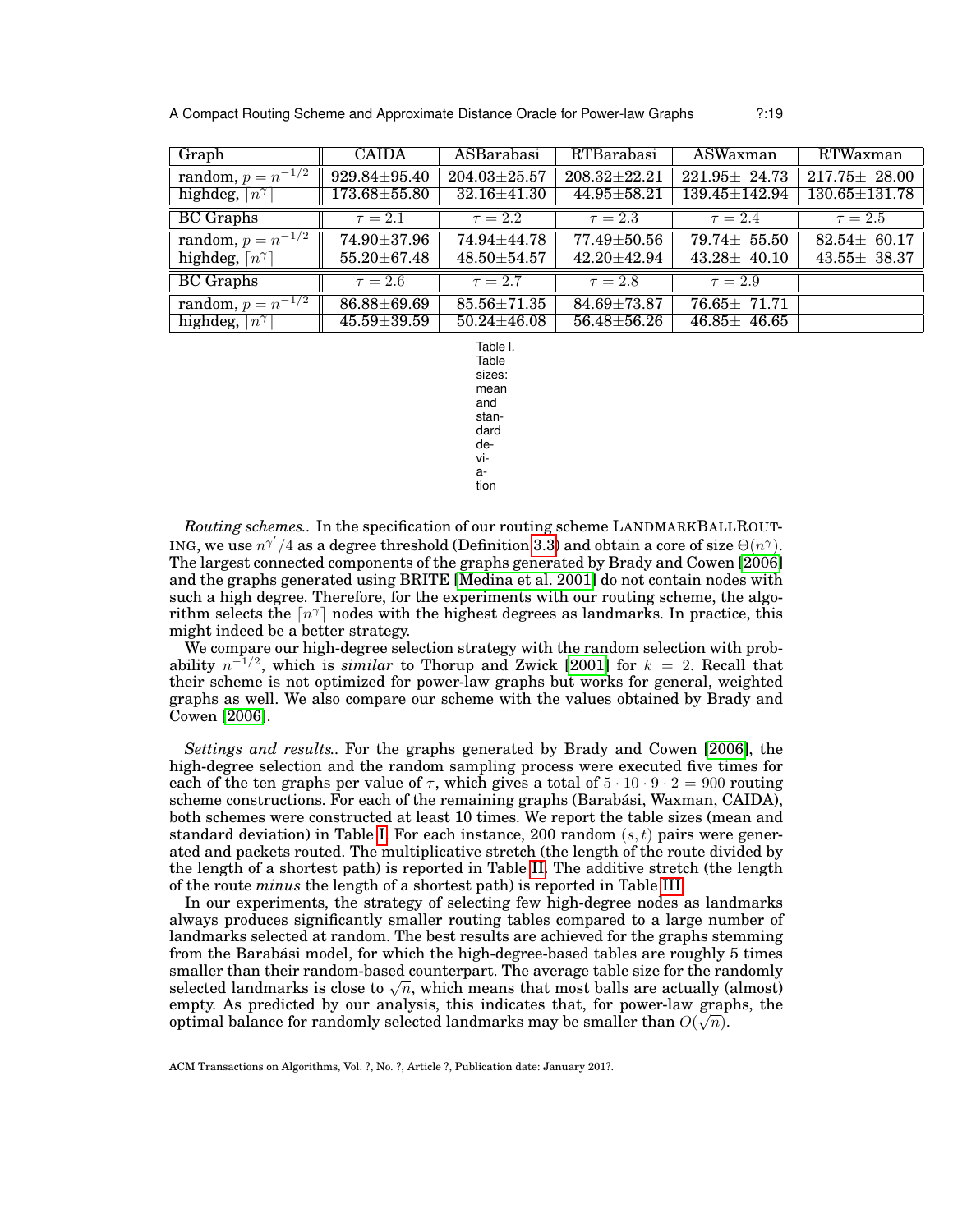| Graph | CAIDA | ASBarabasi | RTBarabasi | ASWaxman | RTWaxman |
|---|---|---|---|---|---|
| random, $p = n^{-1/2}$ | 929.84±95.40 | 204.03±25.57 | 208.32±22.21 | 221.95± 24.73 | 217.75± 28.00 |
| highdeg, $\lceil n^{\gamma} \rceil$ | 173.68±55.80 | 32.16±41.30 | 44.95±58.21 | 139.45±142.94 | 130.65±131.78 |
| BC Graphs | $\tau = 2.1$ | $\tau = 2.2$ | $\tau = 2.3$ | $\tau = 2.4$ | $\tau = 2.5$ |
| random, $p = n^{-1/2}$ | 74.90±37.96 | 74.94±44.78 | 77.49±50.56 | 79.74± 55.50 | 82.54± 60.17 |
| highdeg, $\lceil n^{\gamma} \rceil$ | 55.20±67.48 | 48.50±54.57 | 42.20±42.94 | 43.28± 40.10 | 43.55± 38.37 |
| BC Graphs | $\tau = 2.6$ | $\tau = 2.7$ | $\tau = 2.8$ | $\tau = 2.9$ | |
| random, $p = n^{-1/2}$ | 86.88±69.69 | 85.56±71.35 | 84.69±73.87 | 76.65± 71.71 | |
| highdeg, $\lceil n^{\gamma} \rceil$ | 45.59±39.59 | 50.24±46.08 | 56.48±56.26 | 46.85± 46.65 | |

Table I. Table sizes: mean and standard deviation

*Routing schemes.*. In the specification of our routing scheme LANDMARKBALLROUTING, we use $n^{\gamma'}/4$ as a degree threshold (Definition 3.3) and obtain a core of size $\Theta(n^{\gamma})$. The largest connected components of the graphs generated by Brady and Cowen [2006] and the graphs generated using BRITE [Medina et al. 2001] do not contain nodes with such a high degree. Therefore, for the experiments with our routing scheme, the algorithm selects the $\lceil n^{\gamma} \rceil$ nodes with the highest degrees as landmarks. In practice, this might indeed be a better strategy.

We compare our high-degree selection strategy with the random selection with probability $n^{-1/2}$, which is *similar* to Thorup and Zwick [2001] for $k = 2$. Recall that their scheme is not optimized for power-law graphs but works for general, weighted graphs as well. We also compare our scheme with the values obtained by Brady and Cowen [2006].

*Settings and results.*. For the graphs generated by Brady and Cowen [2006], the high-degree selection and the random sampling process were executed five times for each of the ten graphs per value of $\tau$, which gives a total of $5 \cdot 10 \cdot 9 \cdot 2 = 900$ routing scheme constructions. For each of the remaining graphs (Barabási, Waxman, CAIDA), both schemes were constructed at least 10 times. We report the table sizes (mean and standard deviation) in Table I. For each instance, 200 random $(s, t)$ pairs were generated and packets routed. The multiplicative stretch (the length of the route divided by the length of a shortest path) is reported in Table II. The additive stretch (the length of the route *minus* the length of a shortest path) is reported in Table III.

In our experiments, the strategy of selecting few high-degree nodes as landmarks always produces significantly smaller routing tables compared to a large number of landmarks selected at random. The best results are achieved for the graphs stemming from the Barabási model, for which the high-degree-based tables are roughly 5 times smaller than their random-based counterpart. The average table size for the randomly selected landmarks is close to $\sqrt{n}$, which means that most balls are actually (almost) empty. As predicted by our analysis, this indicates that, for power-law graphs, the optimal balance for randomly selected landmarks may be smaller than $O(\sqrt{n})$.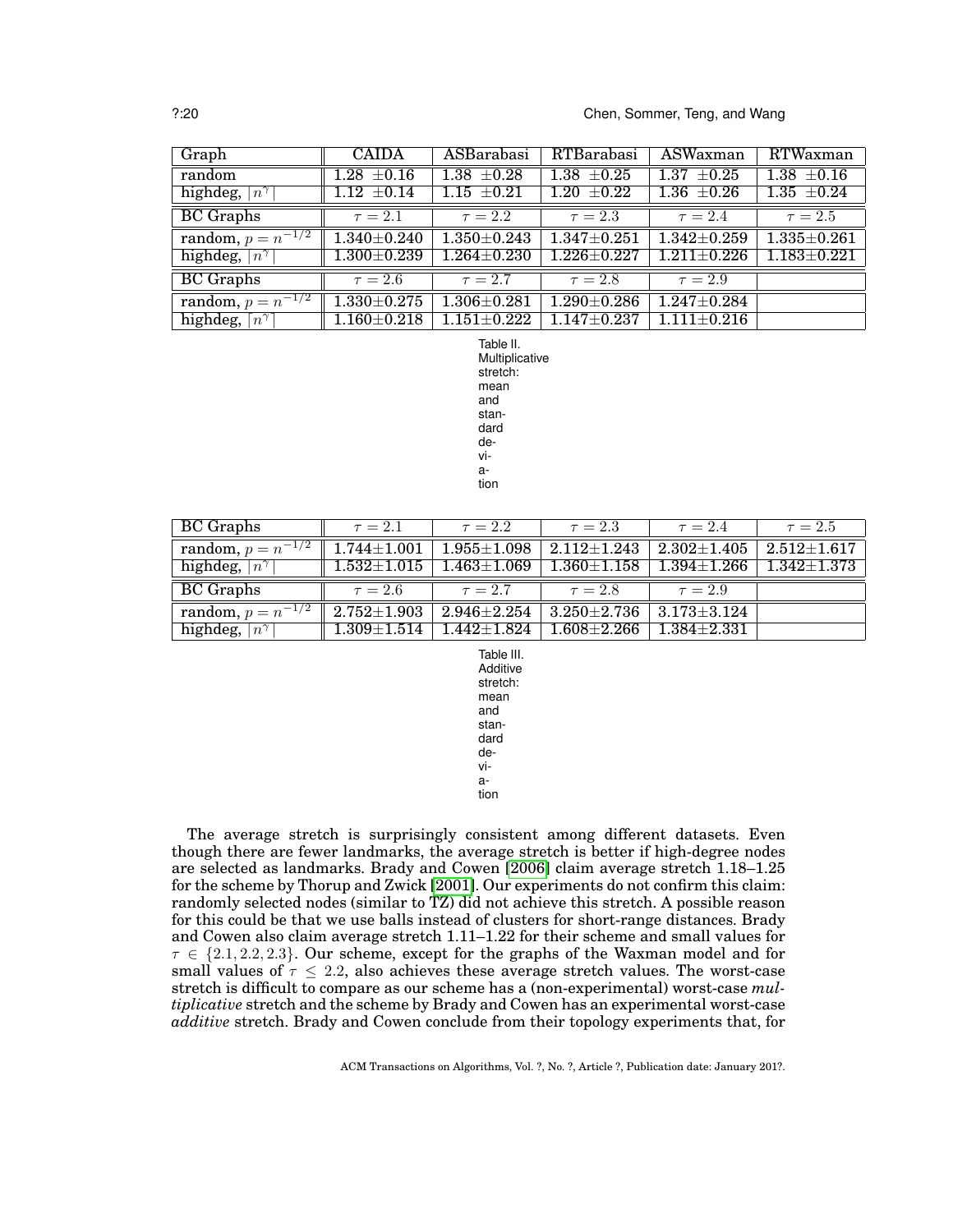| Graph | CAIDA | ASBarabasi | RTBarabasi | ASWaxman | RTWaxman |
|---|---|---|---|---|---|
| random | 1.28 $\pm$0.16 | 1.38 $\pm$0.28 | 1.38 $\pm$0.25 | 1.37 $\pm$0.25 | 1.38 $\pm$0.16 |
| highdeg, $\lceil n^\gamma \rceil$ | 1.12 $\pm$0.14 | 1.15 $\pm$0.21 | 1.20 $\pm$0.22 | 1.36 $\pm$0.26 | 1.35 $\pm$0.24 |
| BC Graphs | $\tau = 2.1$ | $\tau = 2.2$ | $\tau = 2.3$ | $\tau = 2.4$ | $\tau = 2.5$ |
| random, $p = n^{-1/2}$ | 1.340$\pm$0.240 | 1.350$\pm$0.243 | 1.347$\pm$0.251 | 1.342$\pm$0.259 | 1.335$\pm$0.261 |
| highdeg, $\lceil n^\gamma \rceil$ | 1.300$\pm$0.239 | 1.264$\pm$0.230 | 1.226$\pm$0.227 | 1.211$\pm$0.226 | 1.183$\pm$0.221 |
| BC Graphs | $\tau = 2.6$ | $\tau = 2.7$ | $\tau = 2.8$ | $\tau = 2.9$ | |
| random, $p = n^{-1/2}$ | 1.330$\pm$0.275 | 1.306$\pm$0.281 | 1.290$\pm$0.286 | 1.247$\pm$0.284 | |
| highdeg, $\lceil n^\gamma \rceil$ | 1.160$\pm$0.218 | 1.151$\pm$0.222 | 1.147$\pm$0.237 | 1.111$\pm$0.216 | |

Table II. Multiplicative stretch: mean and standard deviation

| BC Graphs | $\tau = 2.1$ | $\tau = 2.2$ | $\tau = 2.3$ | $\tau = 2.4$ | $\tau = 2.5$ |
|---|---|---|---|---|---|
| random, $p = n^{-1/2}$ | 1.744$\pm$1.001 | 1.955$\pm$1.098 | 2.112$\pm$1.243 | 2.302$\pm$1.405 | 2.512$\pm$1.617 |
| highdeg, $\lceil n^\gamma \rceil$ | 1.532$\pm$1.015 | 1.463$\pm$1.069 | 1.360$\pm$1.158 | 1.394$\pm$1.266 | 1.342$\pm$1.373 |
| BC Graphs | $\tau = 2.6$ | $\tau = 2.7$ | $\tau = 2.8$ | $\tau = 2.9$ | |
| random, $p = n^{-1/2}$ | 2.752$\pm$1.903 | 2.946$\pm$2.254 | 3.250$\pm$2.736 | 3.173$\pm$3.124 | |
| highdeg, $\lceil n^\gamma \rceil$ | 1.309$\pm$1.514 | 1.442$\pm$1.824 | 1.608$\pm$2.266 | 1.384$\pm$2.331 | |

Table III. Additive stretch: mean and standard deviation

The average stretch is surprisingly consistent among different datasets. Even though there are fewer landmarks, the average stretch is better if high-degree nodes are selected as landmarks. Brady and Cowen [2006] claim average stretch 1.18–1.25 for the scheme by Thorup and Zwick [2001]. Our experiments do not confirm this claim: randomly selected nodes (similar to TZ) did not achieve this stretch. A possible reason for this could be that we use balls instead of clusters for short-range distances. Brady and Cowen also claim average stretch 1.11–1.22 for their scheme and small values for $\tau \in \{2.1, 2.2, 2.3\}$. Our scheme, except for the graphs of the Waxman model and for small values of $\tau \leq 2.2$, also achieves these average stretch values. The worst-case stretch is difficult to compare as our scheme has a (non-experimental) worst-case *multiplicative* stretch and the scheme by Brady and Cowen has an experimental worst-case *additive* stretch. Brady and Cowen conclude from their topology experiments that, for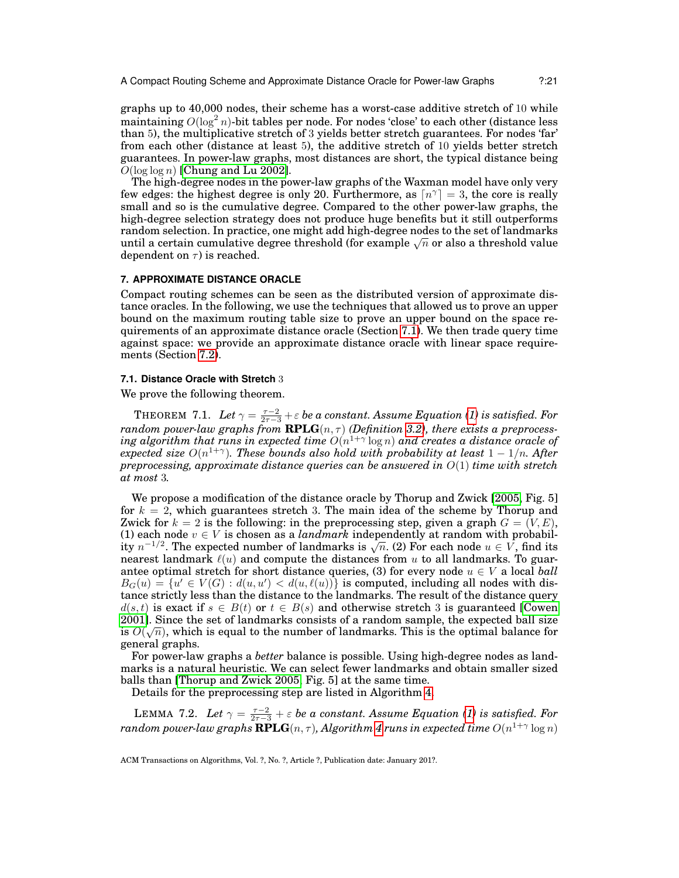graphs up to 40,000 nodes, their scheme has a worst-case additive stretch of 10 while maintaining $O(\log^2 n)$-bit tables per node. For nodes 'close' to each other (distance less than 5), the multiplicative stretch of 3 yields better stretch guarantees. For nodes 'far' from each other (distance at least 5), the additive stretch of 10 yields better stretch guarantees. In power-law graphs, most distances are short, the typical distance being $O(\log \log n)$ [Chung and Lu 2002].

The high-degree nodes in the power-law graphs of the Waxman model have only very few edges: the highest degree is only 20. Furthermore, as $\lceil n^\gamma \rceil = 3$, the core is really small and so is the cumulative degree. Compared to the other power-law graphs, the high-degree selection strategy does not produce huge benefits but it still outperforms random selection. In practice, one might add high-degree nodes to the set of landmarks until a certain cumulative degree threshold (for example $\sqrt{n}$ or also a threshold value dependent on $\tau$) is reached.

## 7. APPROXIMATE DISTANCE ORACLE

Compact routing schemes can be seen as the distributed version of approximate distance oracles. In the following, we use the techniques that allowed us to prove an upper bound on the maximum routing table size to prove an upper bound on the space requirements of an approximate distance oracle (Section 7.1). We then trade query time against space: we provide an approximate distance oracle with linear space requirements (Section 7.2).

### 7.1. Distance Oracle with Stretch 3

We prove the following theorem.

THEOREM 7.1. *Let $\gamma = \frac{\tau-2}{2\tau-3} + \varepsilon$ be a constant. Assume Equation (1) is satisfied. For random power-law graphs from $\mathbf{RPLG}(n, \tau)$ (Definition 3.2), there exists a preprocessing algorithm that runs in expected time $O(n^{1+\gamma} \log n)$ and creates a distance oracle of expected size $O(n^{1+\gamma})$. These bounds also hold with probability at least $1 - 1/n$. After preprocessing, approximate distance queries can be answered in $O(1)$ time with stretch at most 3.*

We propose a modification of the distance oracle by Thorup and Zwick [2005, Fig. 5] for $k = 2$, which guarantees stretch 3. The main idea of the scheme by Thorup and Zwick for $k = 2$ is the following: in the preprocessing step, given a graph $G = (V, E)$, (1) each node $v \in V$ is chosen as a *landmark* independently at random with probability $n^{-1/2}$. The expected number of landmarks is $\sqrt{n}$. (2) For each node $u \in V$, find its nearest landmark $\ell(u)$ and compute the distances from $u$ to all landmarks. To guarantee optimal stretch for short distance queries, (3) for every node $u \in V$ a local *ball* $B_G(u) = \{u' \in V(G) : d(u, u') < d(u, \ell(u))\}$ is computed, including all nodes with distance strictly less than the distance to the landmarks. The result of the distance query $d(s, t)$ is exact if $s \in B(t)$ or $t \in B(s)$ and otherwise stretch 3 is guaranteed [Cowen 2001]. Since the set of landmarks consists of a random sample, the expected ball size is $O(\sqrt{n})$, which is equal to the number of landmarks. This is the optimal balance for general graphs.

For power-law graphs a *better* balance is possible. Using high-degree nodes as landmarks is a natural heuristic. We can select fewer landmarks and obtain smaller sized balls than [Thorup and Zwick 2005, Fig. 5] at the same time.

Details for the preprocessing step are listed in Algorithm 4.

LEMMA 7.2. *Let $\gamma = \frac{\tau-2}{2\tau-3} + \varepsilon$ be a constant. Assume Equation (1) is satisfied. For random power-law graphs $\mathbf{RPLG}(n, \tau)$, Algorithm 4 runs in expected time $O(n^{1+\gamma} \log n)$*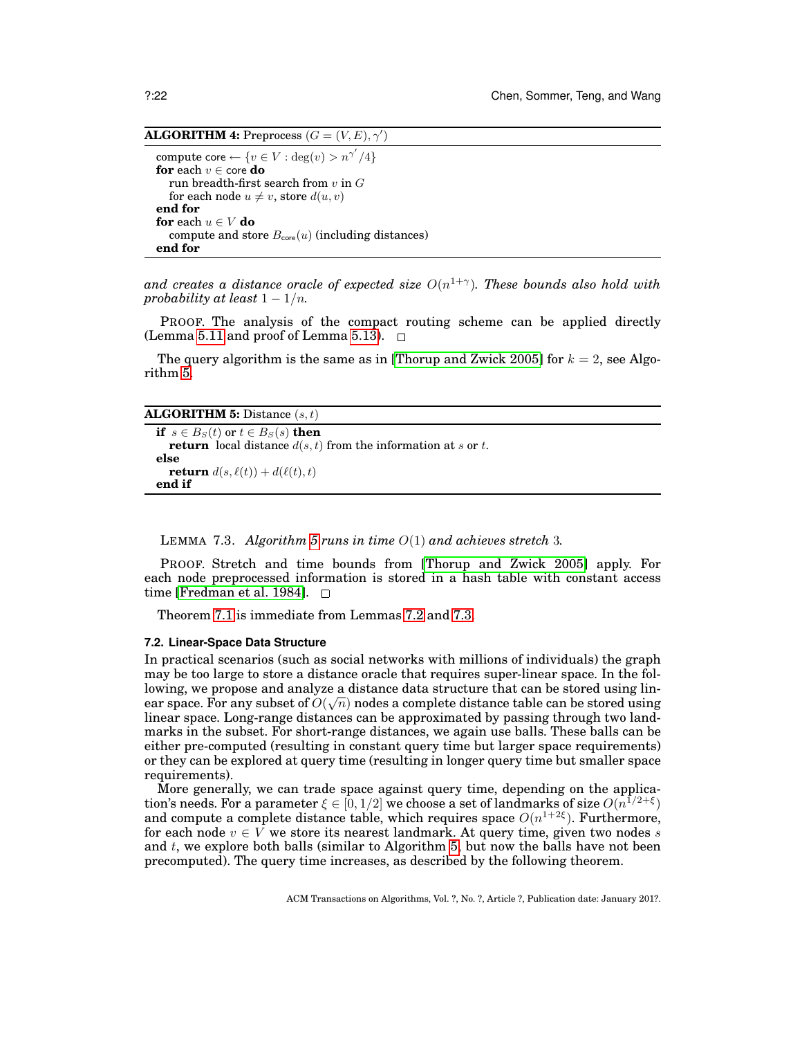**ALGORITHM 4:** Preprocess $(G = (V, E), \gamma')$

```
compute core ← {v ∈ V : deg(v) > n^{γ'}/4}
for each v ∈ core do
    run breadth-first search from v in G
    for each node u ≠ v, store d(u, v)
end for
for each u ∈ V do
    compute and store B_core(u) (including distances)
end for
```

*and creates a distance oracle of expected size $O(n^{1+\gamma})$. These bounds also hold with probability at least $1 - 1/n$.*

PROOF. The analysis of the compact routing scheme can be applied directly (Lemma 5.11 and proof of Lemma 5.13). □

The query algorithm is the same as in [Thorup and Zwick 2005] for $k = 2$, see Algorithm 5.

**ALGORITHM 5:** Distance $(s, t)$

```
if s ∈ B_S(t) or t ∈ B_S(s) then
    return local distance d(s, t) from the information at s or t.
else
    return d(s, ℓ(t)) + d(ℓ(t), t)
end if
```

LEMMA 7.3. *Algorithm 5 runs in time $O(1)$ and achieves stretch 3.*

PROOF. Stretch and time bounds from [Thorup and Zwick 2005] apply. For each node preprocessed information is stored in a hash table with constant access time [Fredman et al. 1984]. □

Theorem 7.1 is immediate from Lemmas 7.2 and 7.3.

### 7.2. Linear-Space Data Structure

In practical scenarios (such as social networks with millions of individuals) the graph may be too large to store a distance oracle that requires super-linear space. In the following, we propose and analyze a distance data structure that can be stored using linear space. For any subset of $O(\sqrt{n})$ nodes a complete distance table can be stored using linear space. Long-range distances can be approximated by passing through two landmarks in the subset. For short-range distances, we again use balls. These balls can be either pre-computed (resulting in constant query time but larger space requirements) or they can be explored at query time (resulting in longer query time but smaller space requirements).

More generally, we can trade space against query time, depending on the application's needs. For a parameter $\xi \in [0, 1/2]$ we choose a set of landmarks of size $O(n^{1/2+\xi})$ and compute a complete distance table, which requires space $O(n^{1+2\xi})$. Furthermore, for each node $v \in V$ we store its nearest landmark. At query time, given two nodes $s$ and $t$, we explore both balls (similar to Algorithm 5, but now the balls have not been precomputed). The query time increases, as described by the following theorem.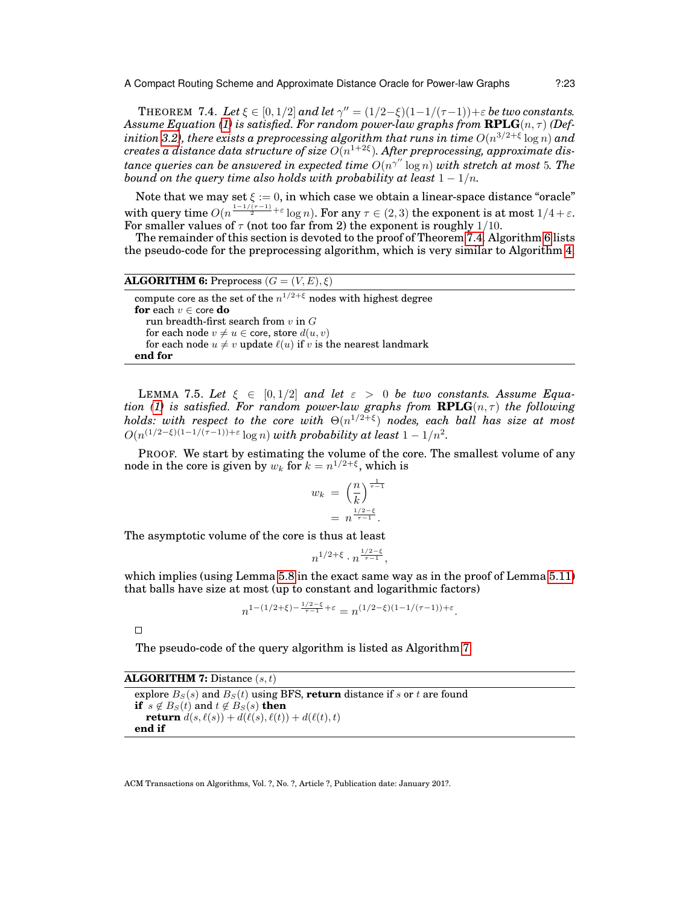THEOREM 7.4. *Let $\xi \in [0, 1/2]$ and let $\gamma'' = (1/2-\xi)(1-1/(\tau-1))+\varepsilon$ be two constants. Assume Equation (1) is satisfied. For random power-law graphs from $\mathbf{RPLG}(n, \tau)$ (Definition 3.2), there exists a preprocessing algorithm that runs in time $O(n^{3/2+\xi} \log n)$ and creates a distance data structure of size $O(n^{1+2\xi})$. After preprocessing, approximate distance queries can be answered in expected time $O(n^{\gamma''} \log n)$ with stretch at most 5. The bound on the query time also holds with probability at least $1 - 1/n$.*

Note that we may set $\xi := 0$, in which case we obtain a linear-space distance "oracle" with query time $O(n^{\frac{1-1/(\tau-1)}{2}+\varepsilon} \log n)$. For any $\tau \in (2, 3)$ the exponent is at most $1/4 + \varepsilon$. For smaller values of $\tau$ (not too far from 2) the exponent is roughly $1/10$.

The remainder of this section is devoted to the proof of Theorem 7.4. Algorithm 6 lists the pseudo-code for the preprocessing algorithm, which is very similar to Algorithm 4.

**ALGORITHM 6:** Preprocess $(G = (V, E), \xi)$

```
compute core as the set of the n^{1/2+ξ} nodes with highest degree
for each v ∈ core do
    run breadth-first search from v in G
    for each node v ≠ u ∈ core, store d(u, v)
    for each node u ≠ v update ℓ(u) if v is the nearest landmark
end for
```

LEMMA 7.5. *Let $\xi \in [0, 1/2]$ and let $\varepsilon > 0$ be two constants. Assume Equation (1) is satisfied. For random power-law graphs from $\mathbf{RPLG}(n, \tau)$ the following holds: with respect to the core with $\Theta(n^{1/2+\xi})$ nodes, each ball has size at most $O(n^{(1/2-\xi)(1-1/(\tau-1))+\varepsilon} \log n)$ with probability at least $1 - 1/n^2$.*

PROOF. We start by estimating the volume of the core. The smallest volume of any node in the core is given by $w_k$ for $k = n^{1/2+\xi}$, which is

$$
\begin{aligned}
w_k &= \left(\frac{n}{k}\right)^{\frac{1}{\tau-1}} \\
&= n^{\frac{1/2-\xi}{\tau-1}}.
\end{aligned}
$$

The asymptotic volume of the core is thus at least

$$n^{1/2+\xi} \cdot n^{\frac{1/2-\xi}{\tau-1}},$$

which implies (using Lemma 5.8 in the exact same way as in the proof of Lemma 5.11) that balls have size at most (up to constant and logarithmic factors)

$$n^{1-(1/2+\xi)-\frac{1/2-\xi}{\tau-1}+\varepsilon} = n^{(1/2-\xi)(1-1/(\tau-1))+\varepsilon}.$$

□

The pseudo-code of the query algorithm is listed as Algorithm 7.

**ALGORITHM 7:** Distance $(s, t)$

```
explore B_S(s) and B_S(t) using BFS, return distance if s or t are found
if s ∉ B_S(t) and t ∉ B_S(s) then
    return d(s, ℓ(s)) + d(ℓ(s), ℓ(t)) + d(ℓ(t), t)
end if
```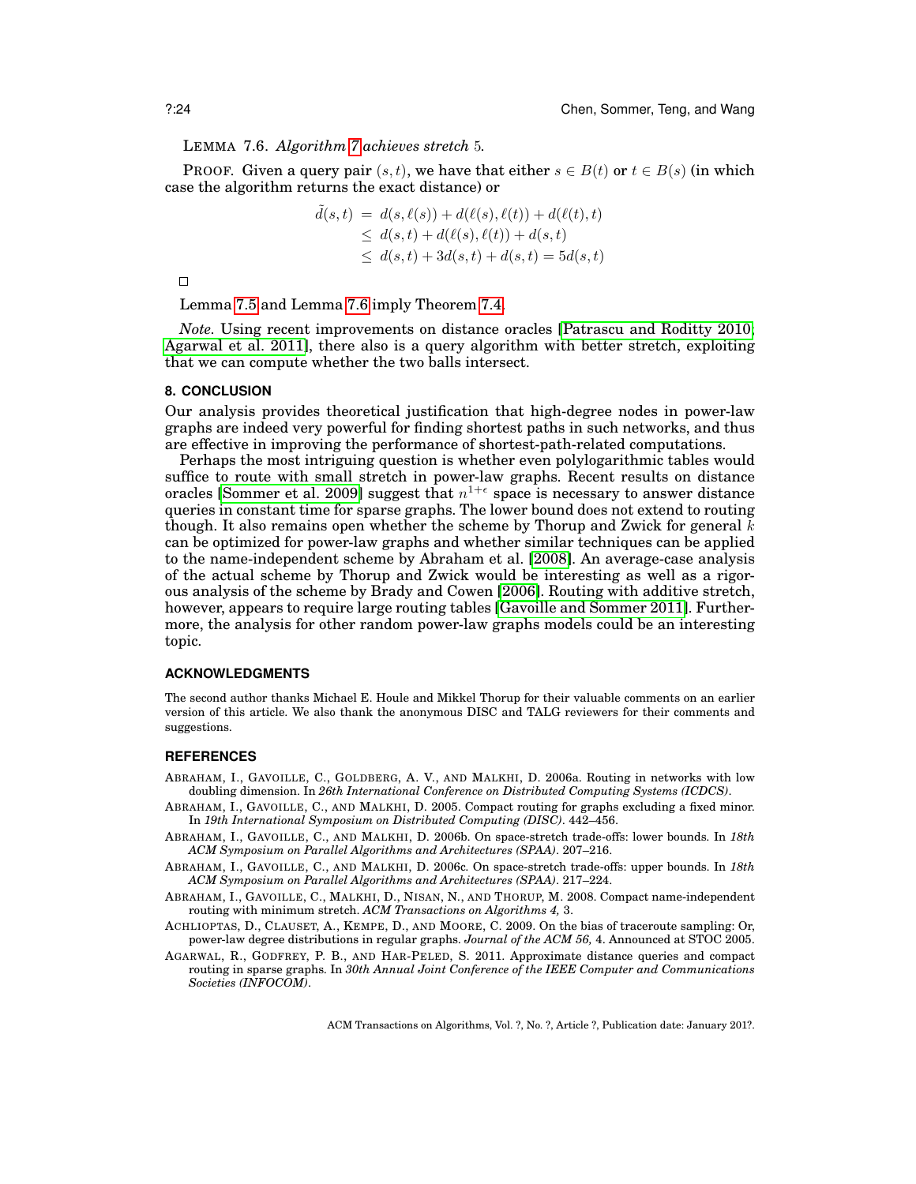LEMMA 7.6. *Algorithm 7 achieves stretch* 5.

PROOF. Given a query pair $(s, t)$, we have that either $s \in B(t)$ or $t \in B(s)$ (in which case the algorithm returns the exact distance) or

$$
\begin{aligned}
\tilde{d}(s,t) &= d(s,\ell(s)) + d(\ell(s),\ell(t)) + d(\ell(t),t) \\
&\leq d(s,t) + d(\ell(s),\ell(t)) + d(s,t) \\
&\leq d(s,t) + 3d(s,t) + d(s,t) = 5d(s,t)
\end{aligned}
$$

□

Lemma 7.5 and Lemma 7.6 imply Theorem 7.4.

*Note.* Using recent improvements on distance oracles [Patrascu and Roditty 2010; Agarwal et al. 2011], there also is a query algorithm with better stretch, exploiting that we can compute whether the two balls intersect.

## 8. CONCLUSION

Our analysis provides theoretical justification that high-degree nodes in power-law graphs are indeed very powerful for finding shortest paths in such networks, and thus are effective in improving the performance of shortest-path-related computations.

Perhaps the most intriguing question is whether even polylogarithmic tables would suffice to route with small stretch in power-law graphs. Recent results on distance oracles [Sommer et al. 2009] suggest that $n^{1+\epsilon}$ space is necessary to answer distance queries in constant time for sparse graphs. The lower bound does not extend to routing though. It also remains open whether the scheme by Thorup and Zwick for general $k$ can be optimized for power-law graphs and whether similar techniques can be applied to the name-independent scheme by Abraham et al. [2008]. An average-case analysis of the actual scheme by Thorup and Zwick would be interesting as well as a rigorous analysis of the scheme by Brady and Cowen [2006]. Routing with additive stretch, however, appears to require large routing tables [Gavoille and Sommer 2011]. Furthermore, the analysis for other random power-law graphs models could be an interesting topic.

## ACKNOWLEDGMENTS

The second author thanks Michael E. Houle and Mikkel Thorup for their valuable comments on an earlier version of this article. We also thank the anonymous DISC and TALG reviewers for their comments and suggestions.

## REFERENCES

ABRAHAM, I., GAVOILLE, C., GOLDBERG, A. V., AND MALKHI, D. 2006a. Routing in networks with low doubling dimension. In *26th International Conference on Distributed Computing Systems (ICDCS)*.

ABRAHAM, I., GAVOILLE, C., AND MALKHI, D. 2005. Compact routing for graphs excluding a fixed minor. In *19th International Symposium on Distributed Computing (DISC)*. 442–456.

ABRAHAM, I., GAVOILLE, C., AND MALKHI, D. 2006b. On space-stretch trade-offs: lower bounds. In *18th ACM Symposium on Parallel Algorithms and Architectures (SPAA)*. 207–216.

ABRAHAM, I., GAVOILLE, C., AND MALKHI, D. 2006c. On space-stretch trade-offs: upper bounds. In *18th ACM Symposium on Parallel Algorithms and Architectures (SPAA)*. 217–224.

ABRAHAM, I., GAVOILLE, C., MALKHI, D., NISAN, N., AND THORUP, M. 2008. Compact name-independent routing with minimum stretch. *ACM Transactions on Algorithms 4,* 3.

ACHLIOPTAS, D., CLAUSET, A., KEMPE, D., AND MOORE, C. 2009. On the bias of traceroute sampling: Or, power-law degree distributions in regular graphs. *Journal of the ACM 56,* 4. Announced at STOC 2005.

AGARWAL, R., GODFREY, P. B., AND HAR-PELED, S. 2011. Approximate distance queries and compact routing in sparse graphs. In *30th Annual Joint Conference of the IEEE Computer and Communications Societies (INFOCOM)*.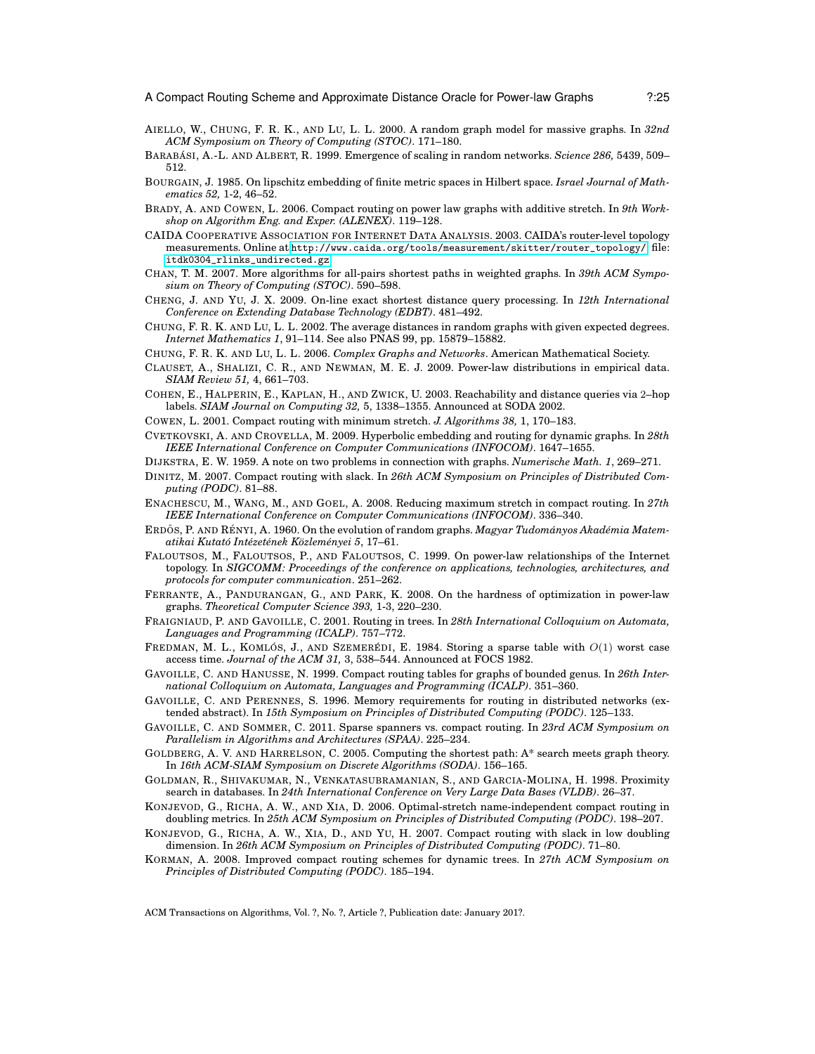AIELLO, W., CHUNG, F. R. K., AND LU, L. L. 2000. A random graph model for massive graphs. In *32nd ACM Symposium on Theory of Computing (STOC)*. 171–180.

BARABÁSI, A.-L. AND ALBERT, R. 1999. Emergence of scaling in random networks. *Science 286,* 5439, 509–512.

BOURGAIN, J. 1985. On lipschitz embedding of finite metric spaces in Hilbert space. *Israel Journal of Mathematics 52,* 1-2, 46–52.

BRADY, A. AND COWEN, L. 2006. Compact routing on power law graphs with additive stretch. In *9th Workshop on Algorithm Eng. and Exper. (ALENEX)*. 119–128.

CAIDA COOPERATIVE ASSOCIATION FOR INTERNET DATA ANALYSIS. 2003. CAIDA's router-level topology measurements. Online at http://www.caida.org/tools/measurement/skitter/router_topology/, file: itdk0304_rlinks_undirected.gz.

CHAN, T. M. 2007. More algorithms for all-pairs shortest paths in weighted graphs. In *39th ACM Symposium on Theory of Computing (STOC)*. 590–598.

CHENG, J. AND YU, J. X. 2009. On-line exact shortest distance query processing. In *12th International Conference on Extending Database Technology (EDBT)*. 481–492.

CHUNG, F. R. K. AND LU, L. L. 2002. The average distances in random graphs with given expected degrees. *Internet Mathematics 1*, 91–114. See also PNAS 99, pp. 15879–15882.

CHUNG, F. R. K. AND LU, L. L. 2006. *Complex Graphs and Networks*. American Mathematical Society.

CLAUSET, A., SHALIZI, C. R., AND NEWMAN, M. E. J. 2009. Power-law distributions in empirical data. *SIAM Review 51,* 4, 661–703.

COHEN, E., HALPERIN, E., KAPLAN, H., AND ZWICK, U. 2003. Reachability and distance queries via 2–hop labels. *SIAM Journal on Computing 32,* 5, 1338–1355. Announced at SODA 2002.

COWEN, L. 2001. Compact routing with minimum stretch. *J. Algorithms 38,* 1, 170–183.

CVETKOVSKI, A. AND CROVELLA, M. 2009. Hyperbolic embedding and routing for dynamic graphs. In *28th IEEE International Conference on Computer Communications (INFOCOM)*. 1647–1655.

DIJKSTRA, E. W. 1959. A note on two problems in connection with graphs. *Numerische Math. 1*, 269–271.

DINITZ, M. 2007. Compact routing with slack. In *26th ACM Symposium on Principles of Distributed Computing (PODC)*. 81–88.

ENACHESCU, M., WANG, M., AND GOEL, A. 2008. Reducing maximum stretch in compact routing. In *27th IEEE International Conference on Computer Communications (INFOCOM)*. 336–340.

ERDŐS, P. AND RÉNYI, A. 1960. On the evolution of random graphs. *Magyar Tudományos Akadémia Matematikai Kutató Intézetének Közleményei 5*, 17–61.

FALOUTSOS, M., FALOUTSOS, P., AND FALOUTSOS, C. 1999. On power-law relationships of the Internet topology. In *SIGCOMM: Proceedings of the conference on applications, technologies, architectures, and protocols for computer communication*. 251–262.

FERRANTE, A., PANDURANGAN, G., AND PARK, K. 2008. On the hardness of optimization in power-law graphs. *Theoretical Computer Science 393,* 1-3, 220–230.

FRAIGNIAUD, P. AND GAVOILLE, C. 2001. Routing in trees. In *28th International Colloquium on Automata, Languages and Programming (ICALP)*. 757–772.

FREDMAN, M. L., KOMLÓS, J., AND SZEMERÉDI, E. 1984. Storing a sparse table with $O(1)$ worst case access time. *Journal of the ACM 31,* 3, 538–544. Announced at FOCS 1982.

GAVOILLE, C. AND HANUSSE, N. 1999. Compact routing tables for graphs of bounded genus. In *26th International Colloquium on Automata, Languages and Programming (ICALP)*. 351–360.

GAVOILLE, C. AND PERENNES, S. 1996. Memory requirements for routing in distributed networks (extended abstract). In *15th Symposium on Principles of Distributed Computing (PODC)*. 125–133.

GAVOILLE, C. AND SOMMER, C. 2011. Sparse spanners vs. compact routing. In *23rd ACM Symposium on Parallelism in Algorithms and Architectures (SPAA)*. 225–234.

GOLDBERG, A. V. AND HARRELSON, C. 2005. Computing the shortest path: A* search meets graph theory. In *16th ACM-SIAM Symposium on Discrete Algorithms (SODA)*. 156–165.

GOLDMAN, R., SHIVAKUMAR, N., VENKATASUBRAMANIAN, S., AND GARCIA-MOLINA, H. 1998. Proximity search in databases. In *24th International Conference on Very Large Data Bases (VLDB)*. 26–37.

KONJEVOD, G., RICHA, A. W., AND XIA, D. 2006. Optimal-stretch name-independent compact routing in doubling metrics. In *25th ACM Symposium on Principles of Distributed Computing (PODC)*. 198–207.

KONJEVOD, G., RICHA, A. W., XIA, D., AND YU, H. 2007. Compact routing with slack in low doubling dimension. In *26th ACM Symposium on Principles of Distributed Computing (PODC)*. 71–80.

KORMAN, A. 2008. Improved compact routing schemes for dynamic trees. In *27th ACM Symposium on Principles of Distributed Computing (PODC)*. 185–194.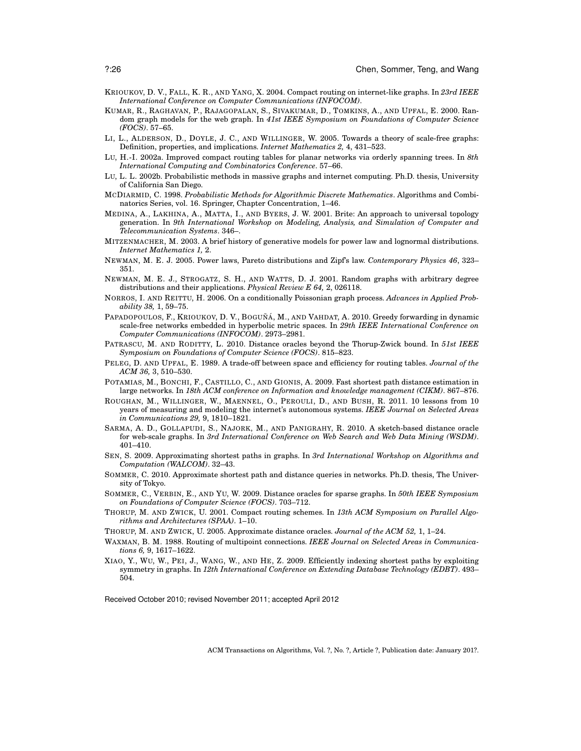KRIOUKOV, D. V., FALL, K. R., AND YANG, X. 2004. Compact routing on internet-like graphs. In *23rd IEEE International Conference on Computer Communications (INFOCOM)*.

KUMAR, R., RAGHAVAN, P., RAJAGOPALAN, S., SIVAKUMAR, D., TOMKINS, A., AND UPFAL, E. 2000. Random graph models for the web graph. In *41st IEEE Symposium on Foundations of Computer Science (FOCS)*. 57–65.

LI, L., ALDERSON, D., DOYLE, J. C., AND WILLINGER, W. 2005. Towards a theory of scale-free graphs: Definition, properties, and implications. *Internet Mathematics 2,* 4, 431–523.

LU, H.-I. 2002a. Improved compact routing tables for planar networks via orderly spanning trees. In *8th International Computing and Combinatorics Conference*. 57–66.

LU, L. L. 2002b. Probabilistic methods in massive graphs and internet computing. Ph.D. thesis, University of California San Diego.

MCDIARMID, C. 1998. *Probabilistic Methods for Algorithmic Discrete Mathematics*. Algorithms and Combinatorics Series, vol. 16. Springer, Chapter Concentration, 1–46.

MEDINA, A., LAKHINA, A., MATTA, I., AND BYERS, J. W. 2001. Brite: An approach to universal topology generation. In *9th International Workshop on Modeling, Analysis, and Simulation of Computer and Telecommunication Systems*. 346–.

MITZENMACHER, M. 2003. A brief history of generative models for power law and lognormal distributions. *Internet Mathematics 1,* 2.

NEWMAN, M. E. J. 2005. Power laws, Pareto distributions and Zipf's law. *Contemporary Physics 46*, 323–351.

NEWMAN, M. E. J., STROGATZ, S. H., AND WATTS, D. J. 2001. Random graphs with arbitrary degree distributions and their applications. *Physical Review E 64,* 2, 026118.

NORROS, I. AND REITTU, H. 2006. On a conditionally Poissonian graph process. *Advances in Applied Probability 38,* 1, 59–75.

PAPADOPOULOS, F., KRIOUKOV, D. V., BOGUÑÁ, M., AND VAHDAT, A. 2010. Greedy forwarding in dynamic scale-free networks embedded in hyperbolic metric spaces. In *29th IEEE International Conference on Computer Communications (INFOCOM)*. 2973–2981.

PATRASCU, M. AND RODITTY, L. 2010. Distance oracles beyond the Thorup-Zwick bound. In *51st IEEE Symposium on Foundations of Computer Science (FOCS)*. 815–823.

PELEG, D. AND UPFAL, E. 1989. A trade-off between space and efficiency for routing tables. *Journal of the ACM 36,* 3, 510–530.

POTAMIAS, M., BONCHI, F., CASTILLO, C., AND GIONIS, A. 2009. Fast shortest path distance estimation in large networks. In *18th ACM conference on Information and knowledge management (CIKM)*. 867–876.

ROUGHAN, M., WILLINGER, W., MAENNEL, O., PEROULI, D., AND BUSH, R. 2011. 10 lessons from 10 years of measuring and modeling the internet's autonomous systems. *IEEE Journal on Selected Areas in Communications 29,* 9, 1810–1821.

SARMA, A. D., GOLLAPUDI, S., NAJORK, M., AND PANIGRAHY, R. 2010. A sketch-based distance oracle for web-scale graphs. In *3rd International Conference on Web Search and Web Data Mining (WSDM)*. 401–410.

SEN, S. 2009. Approximating shortest paths in graphs. In *3rd International Workshop on Algorithms and Computation (WALCOM)*. 32–43.

SOMMER, C. 2010. Approximate shortest path and distance queries in networks. Ph.D. thesis, The University of Tokyo.

SOMMER, C., VERBIN, E., AND YU, W. 2009. Distance oracles for sparse graphs. In *50th IEEE Symposium on Foundations of Computer Science (FOCS)*. 703–712.

THORUP, M. AND ZWICK, U. 2001. Compact routing schemes. In *13th ACM Symposium on Parallel Algorithms and Architectures (SPAA)*. 1–10.

THORUP, M. AND ZWICK, U. 2005. Approximate distance oracles. *Journal of the ACM 52,* 1, 1–24.

WAXMAN, B. M. 1988. Routing of multipoint connections. *IEEE Journal on Selected Areas in Communications 6,* 9, 1617–1622.

XIAO, Y., WU, W., PEI, J., WANG, W., AND HE, Z. 2009. Efficiently indexing shortest paths by exploiting symmetry in graphs. In *12th International Conference on Extending Database Technology (EDBT)*. 493–504.

Received October 2010; revised November 2011; accepted April 2012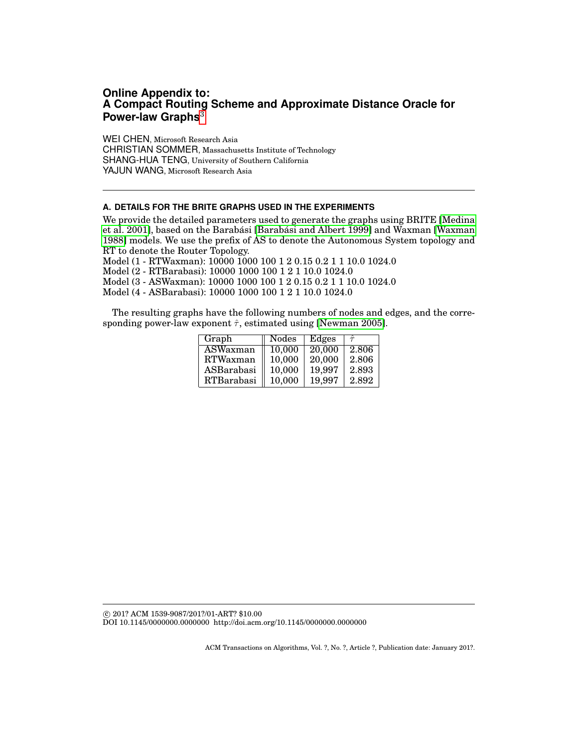# Online Appendix to: A Compact Routing Scheme and Approximate Distance Oracle for Power-law Graphs[3]

WEI CHEN, Microsoft Research Asia
CHRISTIAN SOMMER, Massachusetts Institute of Technology
SHANG-HUA TENG, University of Southern California
YAJUN WANG, Microsoft Research Asia

---

## A. DETAILS FOR THE BRITE GRAPHS USED IN THE EXPERIMENTS

We provide the detailed parameters used to generate the graphs using BRITE [Medina et al. 2001], based on the Barabási [Barabási and Albert 1999] and Waxman [Waxman 1988] models. We use the prefix of AS to denote the Autonomous System topology and RT to denote the Router Topology.
Model (1 - RTWaxman): 10000 1000 100 1 2 0.15 0.2 1 1 10.0 1024.0
Model (2 - RTBarabasi): 10000 1000 100 1 2 1 10.0 1024.0
Model (3 - ASWaxman): 10000 1000 100 1 2 0.15 0.2 1 1 10.0 1024.0
Model (4 - ASBarabasi): 10000 1000 100 1 2 1 10.0 1024.0

The resulting graphs have the following numbers of nodes and edges, and the corresponding power-law exponent $\hat{\tau}$, estimated using [Newman 2005].

| Graph | Nodes | Edges | $\hat{\tau}$ |
|---|---|---|---|
| ASWaxman | 10,000 | 20,000 | 2.806 |
| RTWaxman | 10,000 | 20,000 | 2.806 |
| ASBarabasi | 10,000 | 19,997 | 2.893 |
| RTBarabasi | 10,000 | 19,997 | 2.892 |

---

© 201? ACM 1539-9087/201?/01-ART? $10.00
DOI 10.1145/0000000.0000000 http://doi.acm.org/10.1145/0000000.0000000